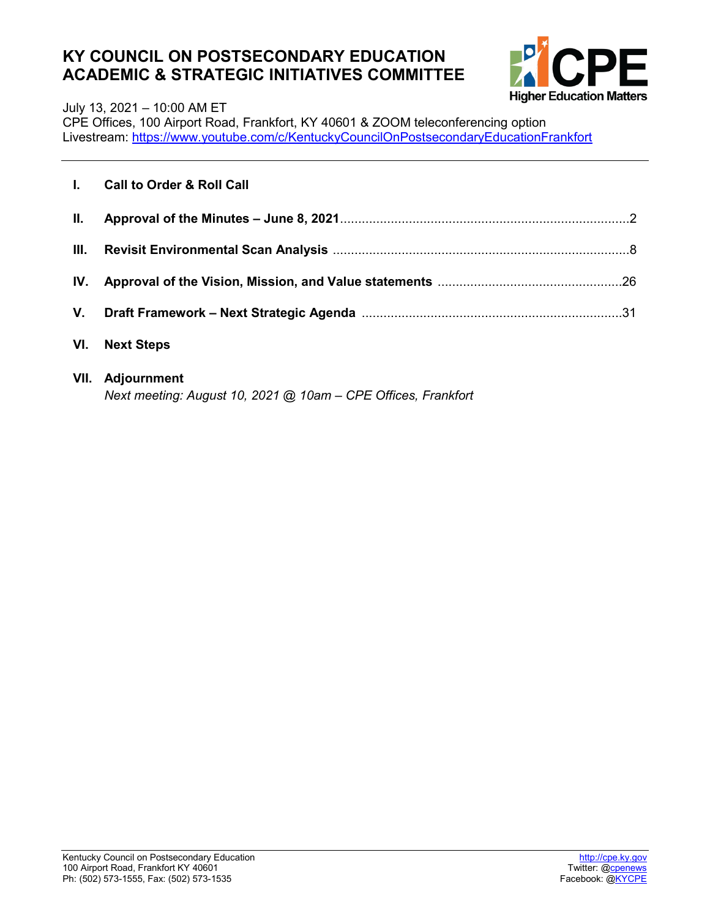# KY COUNCIL ON POSTSECONDARY EDUCATION ACADEMIC & STRATEGIC INITIATIVES COMMITTEE

July 13, 2021 – 10:00 AM ET
CPE Offices, 100 Airport Road, Frankfort, KY 40601 & ZOOM teleconferencing option
Livestream: https://www.youtube.com/c/KentuckyCouncilOnPostsecondaryEducationFrankfort

---

**I. Call to Order & Roll Call**

**II. Approval of the Minutes – June 8, 2021** ........................................ 2

**III. Revisit Environmental Scan Analysis** ........................................ 8

**IV. Approval of the Vision, Mission, and Value statements** ........................................ 26

**V. Draft Framework – Next Strategic Agenda** ........................................ 31

**VI. Next Steps**

**VII. Adjournment**
*Next meeting: August 10, 2021 @ 10am – CPE Offices, Frankfort*

Kentucky Council on Postsecondary Education
100 Airport Road, Frankfort KY 40601
Ph: (502) 573-1555, Fax: (502) 573-1535

http://cpe.ky.gov
Twitter: @cpenews
Facebook: @KYCPE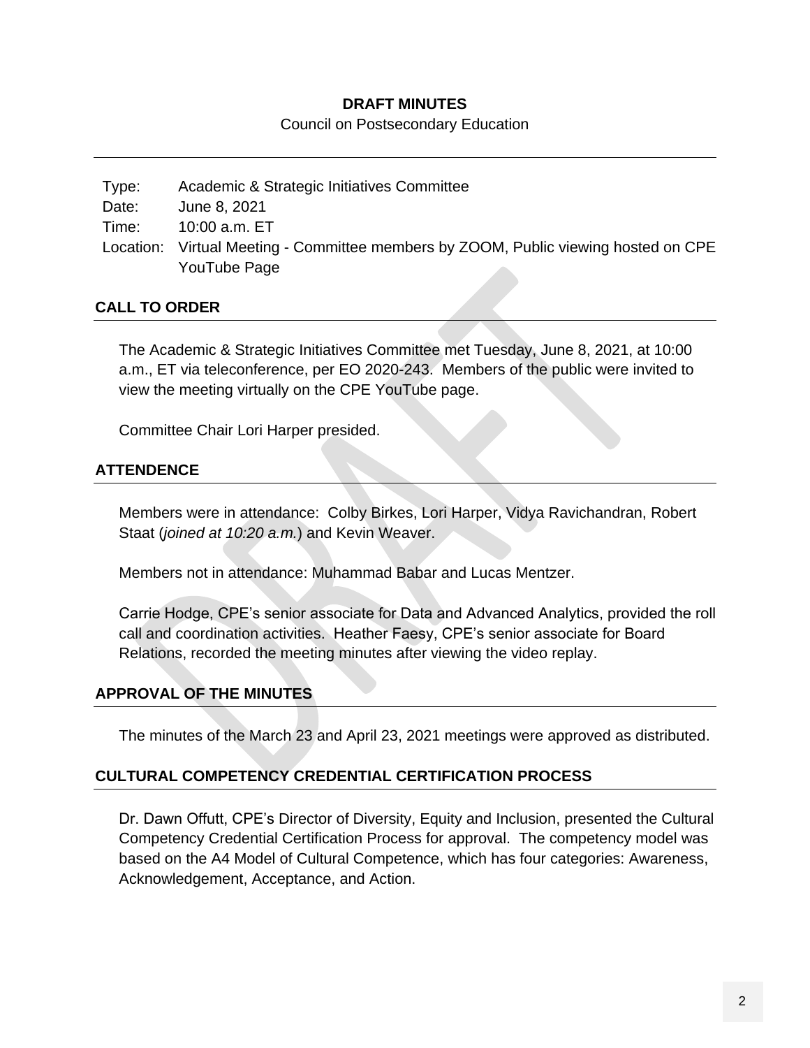**DRAFT MINUTES**

Council on Postsecondary Education

| | |
|---|---|
| Type: | Academic & Strategic Initiatives Committee |
| Date: | June 8, 2021 |
| Time: | 10:00 a.m. ET |
| Location: | Virtual Meeting - Committee members by ZOOM, Public viewing hosted on CPE YouTube Page |

## CALL TO ORDER

The Academic & Strategic Initiatives Committee met Tuesday, June 8, 2021, at 10:00 a.m., ET via teleconference, per EO 2020-243. Members of the public were invited to view the meeting virtually on the CPE YouTube page.

Committee Chair Lori Harper presided.

## ATTENDENCE

Members were in attendance: Colby Birkes, Lori Harper, Vidya Ravichandran, Robert Staat (*joined at 10:20 a.m.*) and Kevin Weaver.

Members not in attendance: Muhammad Babar and Lucas Mentzer.

Carrie Hodge, CPE's senior associate for Data and Advanced Analytics, provided the roll call and coordination activities. Heather Faesy, CPE's senior associate for Board Relations, recorded the meeting minutes after viewing the video replay.

## APPROVAL OF THE MINUTES

The minutes of the March 23 and April 23, 2021 meetings were approved as distributed.

## CULTURAL COMPETENCY CREDENTIAL CERTIFICATION PROCESS

Dr. Dawn Offutt, CPE's Director of Diversity, Equity and Inclusion, presented the Cultural Competency Credential Certification Process for approval. The competency model was based on the A4 Model of Cultural Competence, which has four categories: Awareness, Acknowledgement, Acceptance, and Action.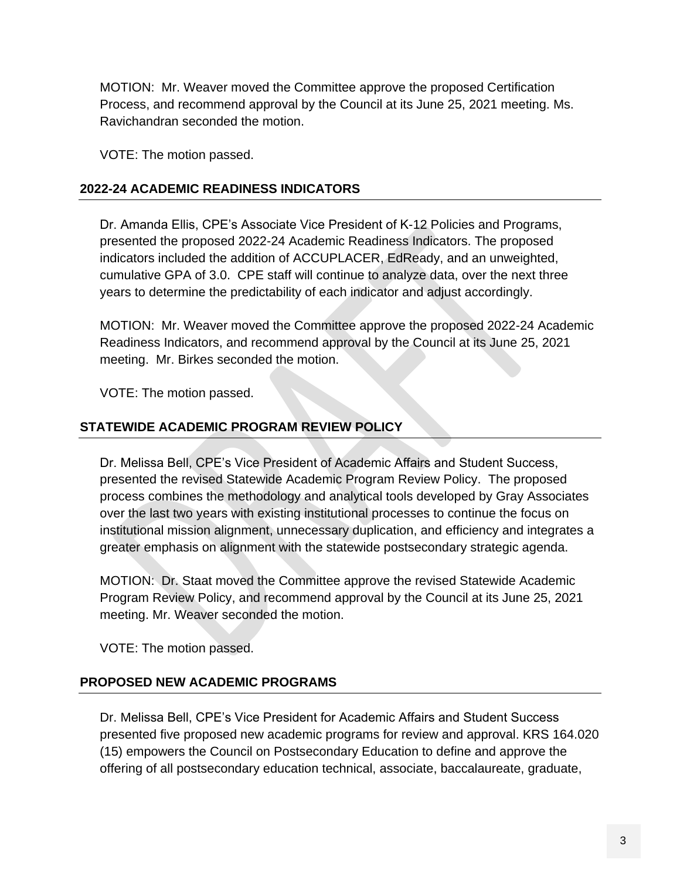MOTION: Mr. Weaver moved the Committee approve the proposed Certification Process, and recommend approval by the Council at its June 25, 2021 meeting. Ms. Ravichandran seconded the motion.

VOTE: The motion passed.

## 2022-24 ACADEMIC READINESS INDICATORS

Dr. Amanda Ellis, CPE's Associate Vice President of K-12 Policies and Programs, presented the proposed 2022-24 Academic Readiness Indicators. The proposed indicators included the addition of ACCUPLACER, EdReady, and an unweighted, cumulative GPA of 3.0. CPE staff will continue to analyze data, over the next three years to determine the predictability of each indicator and adjust accordingly.

MOTION: Mr. Weaver moved the Committee approve the proposed 2022-24 Academic Readiness Indicators, and recommend approval by the Council at its June 25, 2021 meeting. Mr. Birkes seconded the motion.

VOTE: The motion passed.

## STATEWIDE ACADEMIC PROGRAM REVIEW POLICY

Dr. Melissa Bell, CPE's Vice President of Academic Affairs and Student Success, presented the revised Statewide Academic Program Review Policy. The proposed process combines the methodology and analytical tools developed by Gray Associates over the last two years with existing institutional processes to continue the focus on institutional mission alignment, unnecessary duplication, and efficiency and integrates a greater emphasis on alignment with the statewide postsecondary strategic agenda.

MOTION: Dr. Staat moved the Committee approve the revised Statewide Academic Program Review Policy, and recommend approval by the Council at its June 25, 2021 meeting. Mr. Weaver seconded the motion.

VOTE: The motion passed.

## PROPOSED NEW ACADEMIC PROGRAMS

Dr. Melissa Bell, CPE's Vice President for Academic Affairs and Student Success presented five proposed new academic programs for review and approval. KRS 164.020 (15) empowers the Council on Postsecondary Education to define and approve the offering of all postsecondary education technical, associate, baccalaureate, graduate,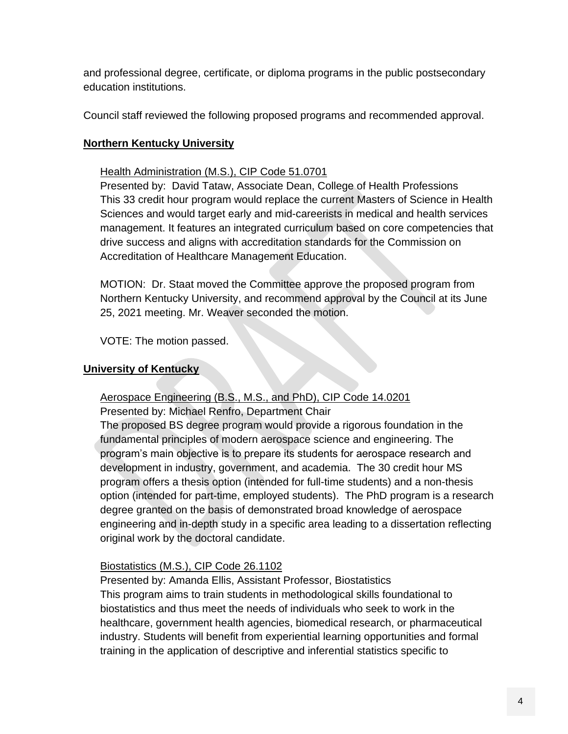and professional degree, certificate, or diploma programs in the public postsecondary education institutions.

Council staff reviewed the following proposed programs and recommended approval.

**Northern Kentucky University**

Health Administration (M.S.), CIP Code 51.0701
Presented by: David Tataw, Associate Dean, College of Health Professions
This 33 credit hour program would replace the current Masters of Science in Health Sciences and would target early and mid-careerists in medical and health services management. It features an integrated curriculum based on core competencies that drive success and aligns with accreditation standards for the Commission on Accreditation of Healthcare Management Education.

MOTION: Dr. Staat moved the Committee approve the proposed program from Northern Kentucky University, and recommend approval by the Council at its June 25, 2021 meeting. Mr. Weaver seconded the motion.

VOTE: The motion passed.

**University of Kentucky**

Aerospace Engineering (B.S., M.S., and PhD), CIP Code 14.0201
Presented by: Michael Renfro, Department Chair
The proposed BS degree program would provide a rigorous foundation in the fundamental principles of modern aerospace science and engineering. The program's main objective is to prepare its students for aerospace research and development in industry, government, and academia. The 30 credit hour MS program offers a thesis option (intended for full-time students) and a non-thesis option (intended for part-time, employed students). The PhD program is a research degree granted on the basis of demonstrated broad knowledge of aerospace engineering and in-depth study in a specific area leading to a dissertation reflecting original work by the doctoral candidate.

Biostatistics (M.S.), CIP Code 26.1102
Presented by: Amanda Ellis, Assistant Professor, Biostatistics
This program aims to train students in methodological skills foundational to biostatistics and thus meet the needs of individuals who seek to work in the healthcare, government health agencies, biomedical research, or pharmaceutical industry. Students will benefit from experiential learning opportunities and formal training in the application of descriptive and inferential statistics specific to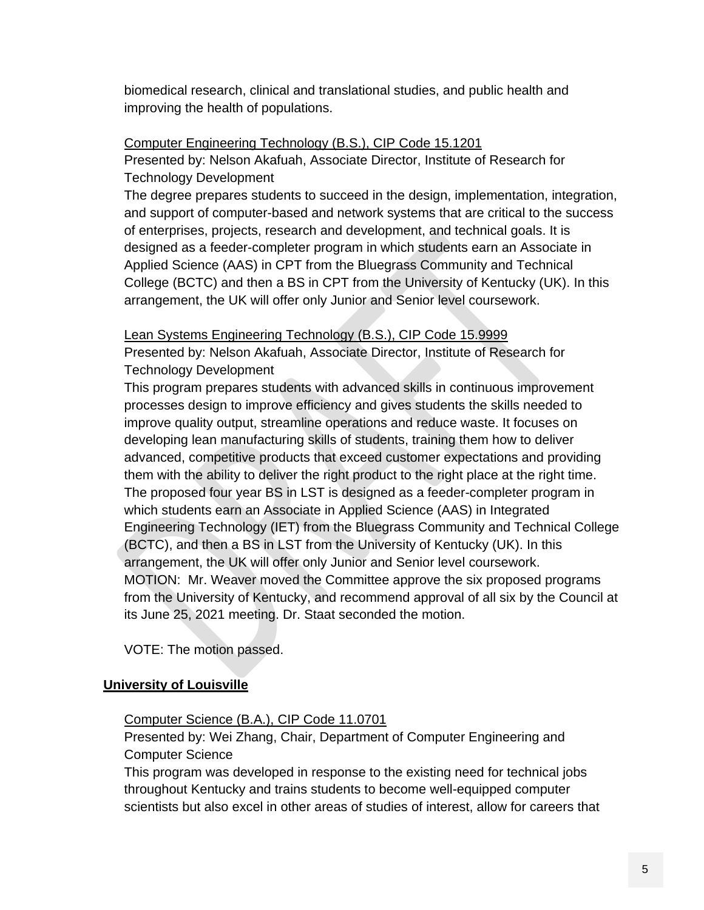biomedical research, clinical and translational studies, and public health and improving the health of populations.

Computer Engineering Technology (B.S.), CIP Code 15.1201

Presented by: Nelson Akafuah, Associate Director, Institute of Research for Technology Development

The degree prepares students to succeed in the design, implementation, integration, and support of computer-based and network systems that are critical to the success of enterprises, projects, research and development, and technical goals. It is designed as a feeder-completer program in which students earn an Associate in Applied Science (AAS) in CPT from the Bluegrass Community and Technical College (BCTC) and then a BS in CPT from the University of Kentucky (UK). In this arrangement, the UK will offer only Junior and Senior level coursework.

Lean Systems Engineering Technology (B.S.), CIP Code 15.9999

Presented by: Nelson Akafuah, Associate Director, Institute of Research for Technology Development

This program prepares students with advanced skills in continuous improvement processes design to improve efficiency and gives students the skills needed to improve quality output, streamline operations and reduce waste. It focuses on developing lean manufacturing skills of students, training them how to deliver advanced, competitive products that exceed customer expectations and providing them with the ability to deliver the right product to the right place at the right time. The proposed four year BS in LST is designed as a feeder-completer program in which students earn an Associate in Applied Science (AAS) in Integrated Engineering Technology (IET) from the Bluegrass Community and Technical College (BCTC), and then a BS in LST from the University of Kentucky (UK). In this arrangement, the UK will offer only Junior and Senior level coursework.

MOTION: Mr. Weaver moved the Committee approve the six proposed programs from the University of Kentucky, and recommend approval of all six by the Council at its June 25, 2021 meeting. Dr. Staat seconded the motion.

VOTE: The motion passed.

**University of Louisville**

Computer Science (B.A.), CIP Code 11.0701

Presented by: Wei Zhang, Chair, Department of Computer Engineering and Computer Science

This program was developed in response to the existing need for technical jobs throughout Kentucky and trains students to become well-equipped computer scientists but also excel in other areas of studies of interest, allow for careers that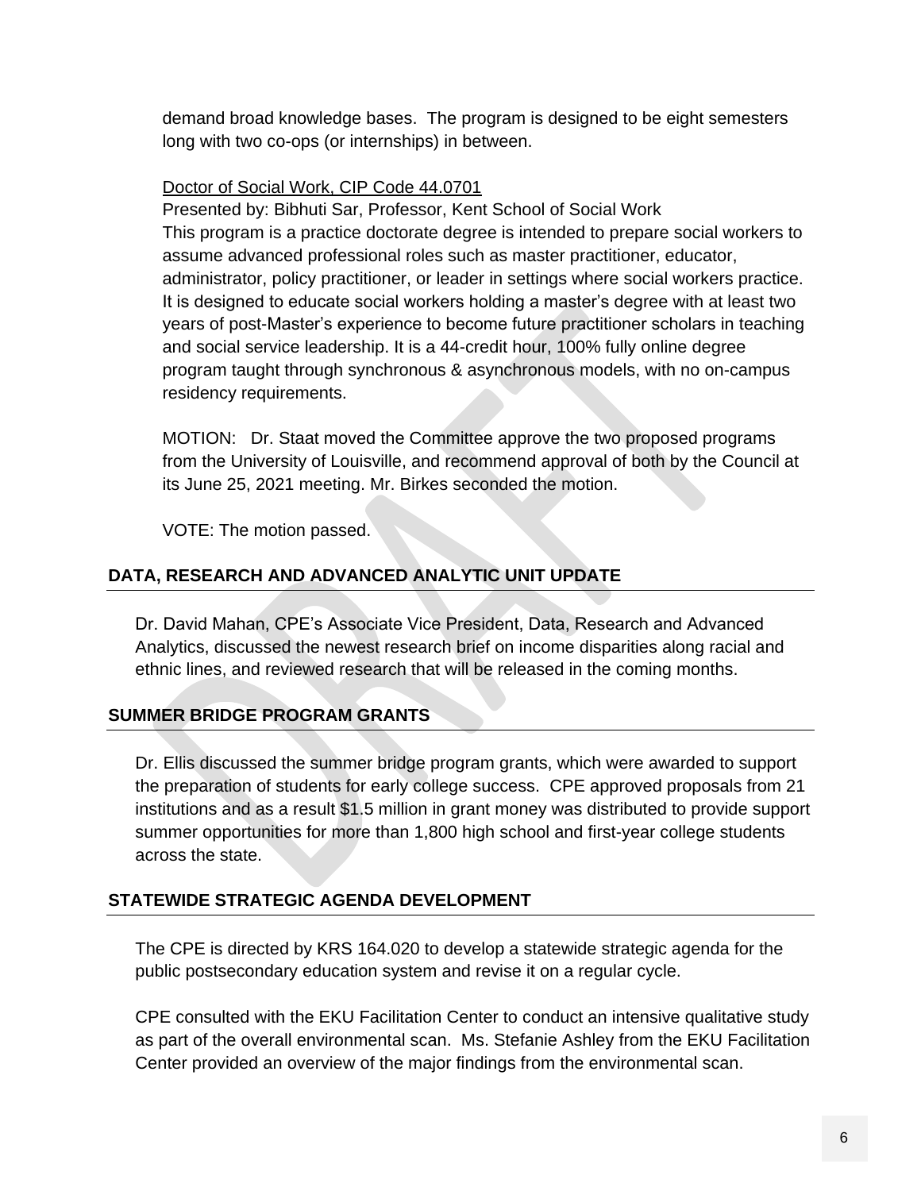demand broad knowledge bases. The program is designed to be eight semesters long with two co-ops (or internships) in between.

Doctor of Social Work, CIP Code 44.0701

Presented by: Bibhuti Sar, Professor, Kent School of Social Work

This program is a practice doctorate degree is intended to prepare social workers to assume advanced professional roles such as master practitioner, educator, administrator, policy practitioner, or leader in settings where social workers practice. It is designed to educate social workers holding a master's degree with at least two years of post-Master's experience to become future practitioner scholars in teaching and social service leadership. It is a 44-credit hour, 100% fully online degree program taught through synchronous & asynchronous models, with no on-campus residency requirements.

MOTION: Dr. Staat moved the Committee approve the two proposed programs from the University of Louisville, and recommend approval of both by the Council at its June 25, 2021 meeting. Mr. Birkes seconded the motion.

VOTE: The motion passed.

## DATA, RESEARCH AND ADVANCED ANALYTIC UNIT UPDATE

Dr. David Mahan, CPE's Associate Vice President, Data, Research and Advanced Analytics, discussed the newest research brief on income disparities along racial and ethnic lines, and reviewed research that will be released in the coming months.

## SUMMER BRIDGE PROGRAM GRANTS

Dr. Ellis discussed the summer bridge program grants, which were awarded to support the preparation of students for early college success. CPE approved proposals from 21 institutions and as a result $1.5 million in grant money was distributed to provide support summer opportunities for more than 1,800 high school and first-year college students across the state.

## STATEWIDE STRATEGIC AGENDA DEVELOPMENT

The CPE is directed by KRS 164.020 to develop a statewide strategic agenda for the public postsecondary education system and revise it on a regular cycle.

CPE consulted with the EKU Facilitation Center to conduct an intensive qualitative study as part of the overall environmental scan. Ms. Stefanie Ashley from the EKU Facilitation Center provided an overview of the major findings from the environmental scan.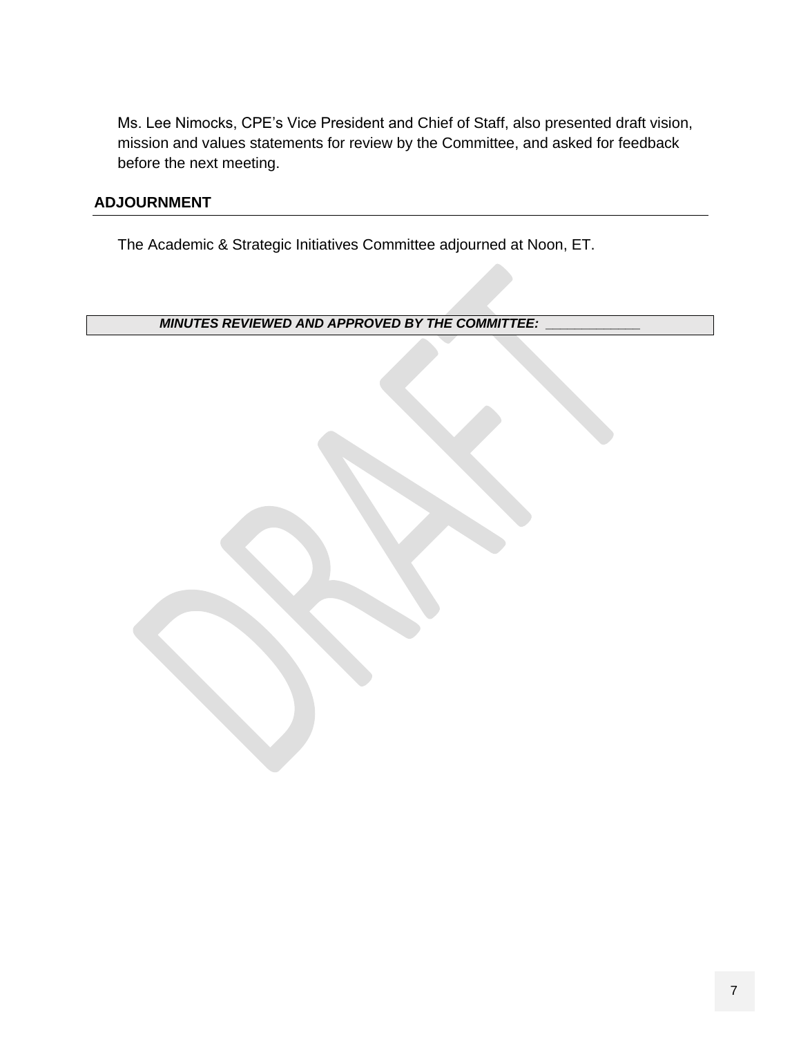Ms. Lee Nimocks, CPE's Vice President and Chief of Staff, also presented draft vision, mission and values statements for review by the Committee, and asked for feedback before the next meeting.

## ADJOURNMENT

The Academic & Strategic Initiatives Committee adjourned at Noon, ET.

***MINUTES REVIEWED AND APPROVED BY THE COMMITTEE: ____________***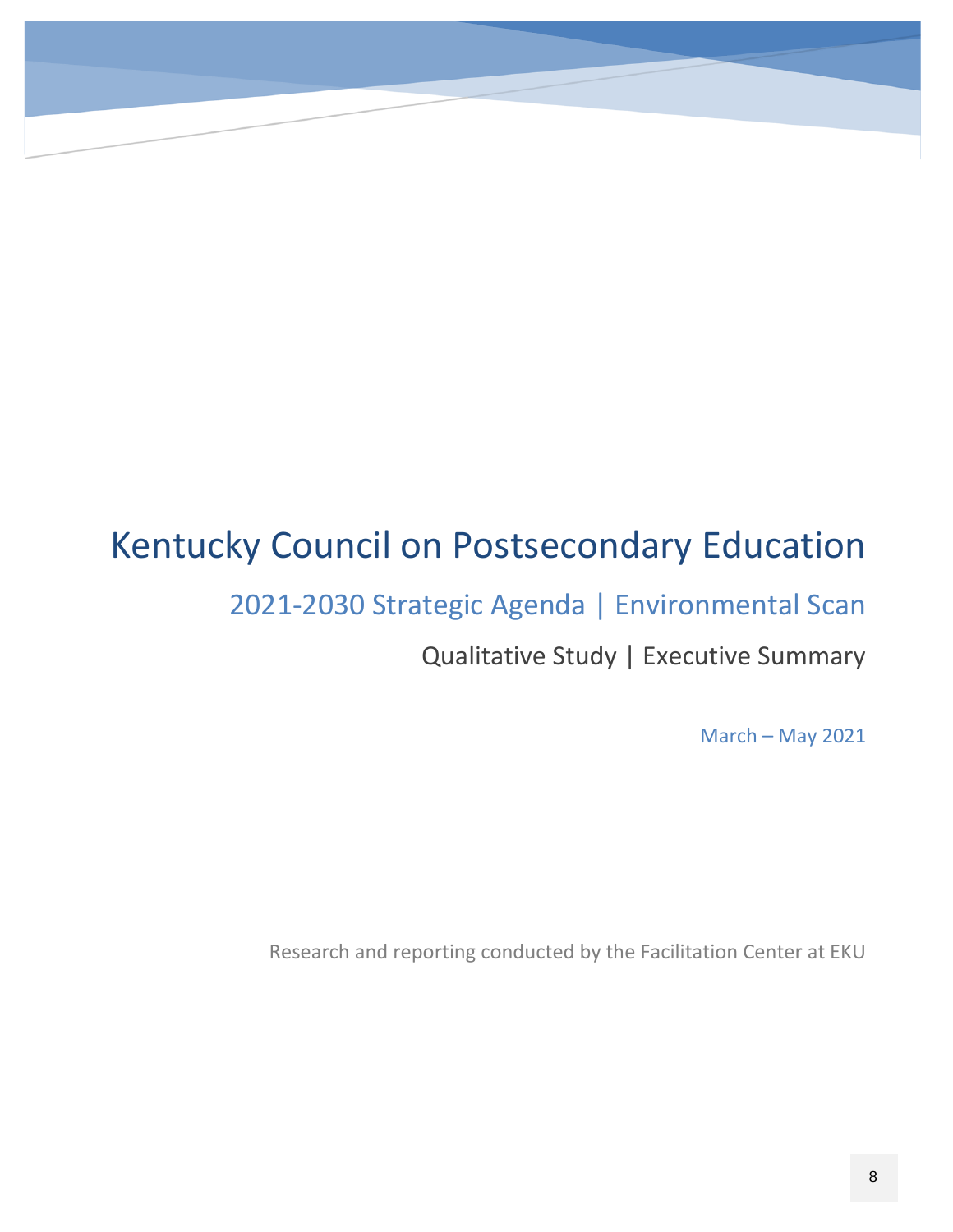# Kentucky Council on Postsecondary Education

## 2021-2030 Strategic Agenda | Environmental Scan

### Qualitative Study | Executive Summary

March – May 2021

Research and reporting conducted by the Facilitation Center at EKU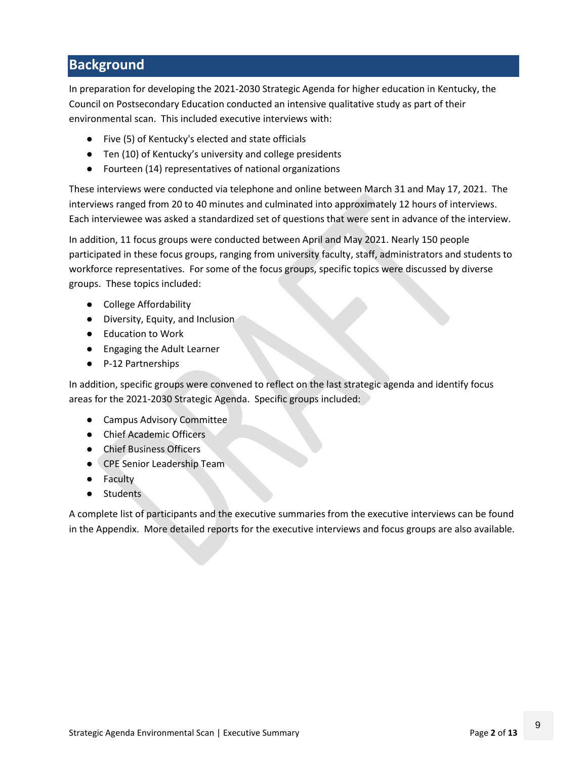## Background

In preparation for developing the 2021-2030 Strategic Agenda for higher education in Kentucky, the Council on Postsecondary Education conducted an intensive qualitative study as part of their environmental scan. This included executive interviews with:

- Five (5) of Kentucky's elected and state officials
- Ten (10) of Kentucky's university and college presidents
- Fourteen (14) representatives of national organizations

These interviews were conducted via telephone and online between March 31 and May 17, 2021. The interviews ranged from 20 to 40 minutes and culminated into approximately 12 hours of interviews. Each interviewee was asked a standardized set of questions that were sent in advance of the interview.

In addition, 11 focus groups were conducted between April and May 2021. Nearly 150 people participated in these focus groups, ranging from university faculty, staff, administrators and students to workforce representatives. For some of the focus groups, specific topics were discussed by diverse groups. These topics included:

- College Affordability
- Diversity, Equity, and Inclusion
- Education to Work
- Engaging the Adult Learner
- P-12 Partnerships

In addition, specific groups were convened to reflect on the last strategic agenda and identify focus areas for the 2021-2030 Strategic Agenda. Specific groups included:

- Campus Advisory Committee
- Chief Academic Officers
- Chief Business Officers
- CPE Senior Leadership Team
- Faculty
- Students

A complete list of participants and the executive summaries from the executive interviews can be found in the Appendix. More detailed reports for the executive interviews and focus groups are also available.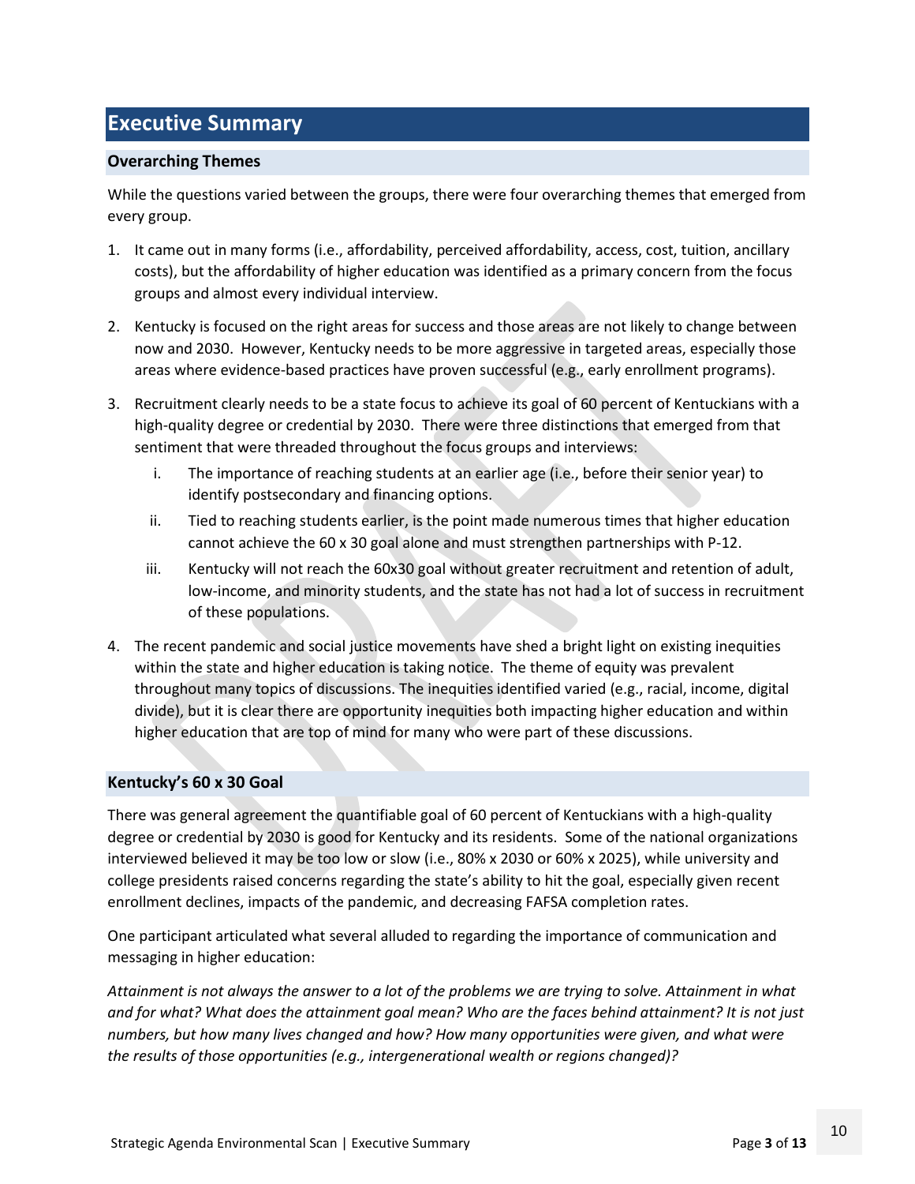# Executive Summary

## Overarching Themes

While the questions varied between the groups, there were four overarching themes that emerged from every group.

1. It came out in many forms (i.e., affordability, perceived affordability, access, cost, tuition, ancillary costs), but the affordability of higher education was identified as a primary concern from the focus groups and almost every individual interview.
2. Kentucky is focused on the right areas for success and those areas are not likely to change between now and 2030. However, Kentucky needs to be more aggressive in targeted areas, especially those areas where evidence-based practices have proven successful (e.g., early enrollment programs).
3. Recruitment clearly needs to be a state focus to achieve its goal of 60 percent of Kentuckians with a high-quality degree or credential by 2030. There were three distinctions that emerged from that sentiment that were threaded throughout the focus groups and interviews:
   i. The importance of reaching students at an earlier age (i.e., before their senior year) to identify postsecondary and financing options.
   ii. Tied to reaching students earlier, is the point made numerous times that higher education cannot achieve the 60 x 30 goal alone and must strengthen partnerships with P-12.
   iii. Kentucky will not reach the 60x30 goal without greater recruitment and retention of adult, low-income, and minority students, and the state has not had a lot of success in recruitment of these populations.
4. The recent pandemic and social justice movements have shed a bright light on existing inequities within the state and higher education is taking notice. The theme of equity was prevalent throughout many topics of discussions. The inequities identified varied (e.g., racial, income, digital divide), but it is clear there are opportunity inequities both impacting higher education and within higher education that are top of mind for many who were part of these discussions.

## Kentucky's 60 x 30 Goal

There was general agreement the quantifiable goal of 60 percent of Kentuckians with a high-quality degree or credential by 2030 is good for Kentucky and its residents. Some of the national organizations interviewed believed it may be too low or slow (i.e., 80% x 2030 or 60% x 2025), while university and college presidents raised concerns regarding the state's ability to hit the goal, especially given recent enrollment declines, impacts of the pandemic, and decreasing FAFSA completion rates.

One participant articulated what several alluded to regarding the importance of communication and messaging in higher education:

*Attainment is not always the answer to a lot of the problems we are trying to solve. Attainment in what and for what? What does the attainment goal mean? Who are the faces behind attainment? It is not just numbers, but how many lives changed and how? How many opportunities were given, and what were the results of those opportunities (e.g., intergenerational wealth or regions changed)?*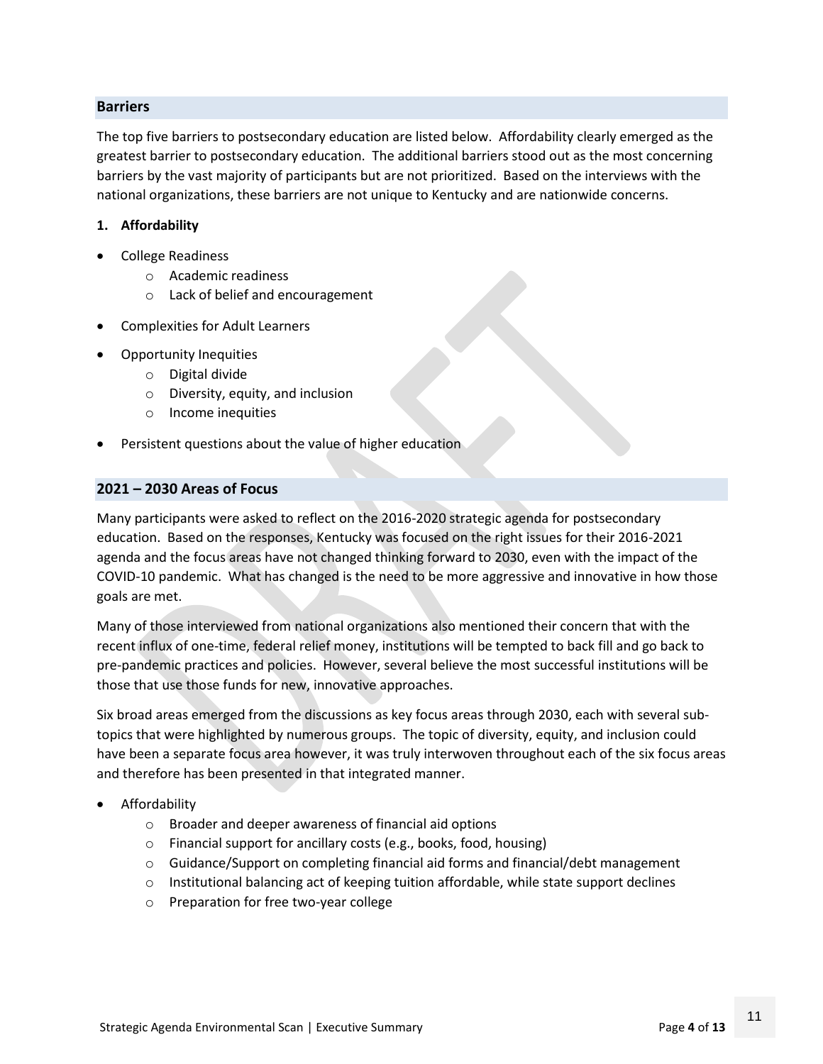## Barriers

The top five barriers to postsecondary education are listed below. Affordability clearly emerged as the greatest barrier to postsecondary education. The additional barriers stood out as the most concerning barriers by the vast majority of participants but are not prioritized. Based on the interviews with the national organizations, these barriers are not unique to Kentucky and are nationwide concerns.

**1. Affordability**

- College Readiness
  - Academic readiness
  - Lack of belief and encouragement
- Complexities for Adult Learners
- Opportunity Inequities
  - Digital divide
  - Diversity, equity, and inclusion
  - Income inequities
- Persistent questions about the value of higher education

## 2021 – 2030 Areas of Focus

Many participants were asked to reflect on the 2016-2020 strategic agenda for postsecondary education. Based on the responses, Kentucky was focused on the right issues for their 2016-2021 agenda and the focus areas have not changed thinking forward to 2030, even with the impact of the COVID-10 pandemic. What has changed is the need to be more aggressive and innovative in how those goals are met.

Many of those interviewed from national organizations also mentioned their concern that with the recent influx of one-time, federal relief money, institutions will be tempted to back fill and go back to pre-pandemic practices and policies. However, several believe the most successful institutions will be those that use those funds for new, innovative approaches.

Six broad areas emerged from the discussions as key focus areas through 2030, each with several sub-topics that were highlighted by numerous groups. The topic of diversity, equity, and inclusion could have been a separate focus area however, it was truly interwoven throughout each of the six focus areas and therefore has been presented in that integrated manner.

- Affordability
  - Broader and deeper awareness of financial aid options
  - Financial support for ancillary costs (e.g., books, food, housing)
  - Guidance/Support on completing financial aid forms and financial/debt management
  - Institutional balancing act of keeping tuition affordable, while state support declines
  - Preparation for free two-year college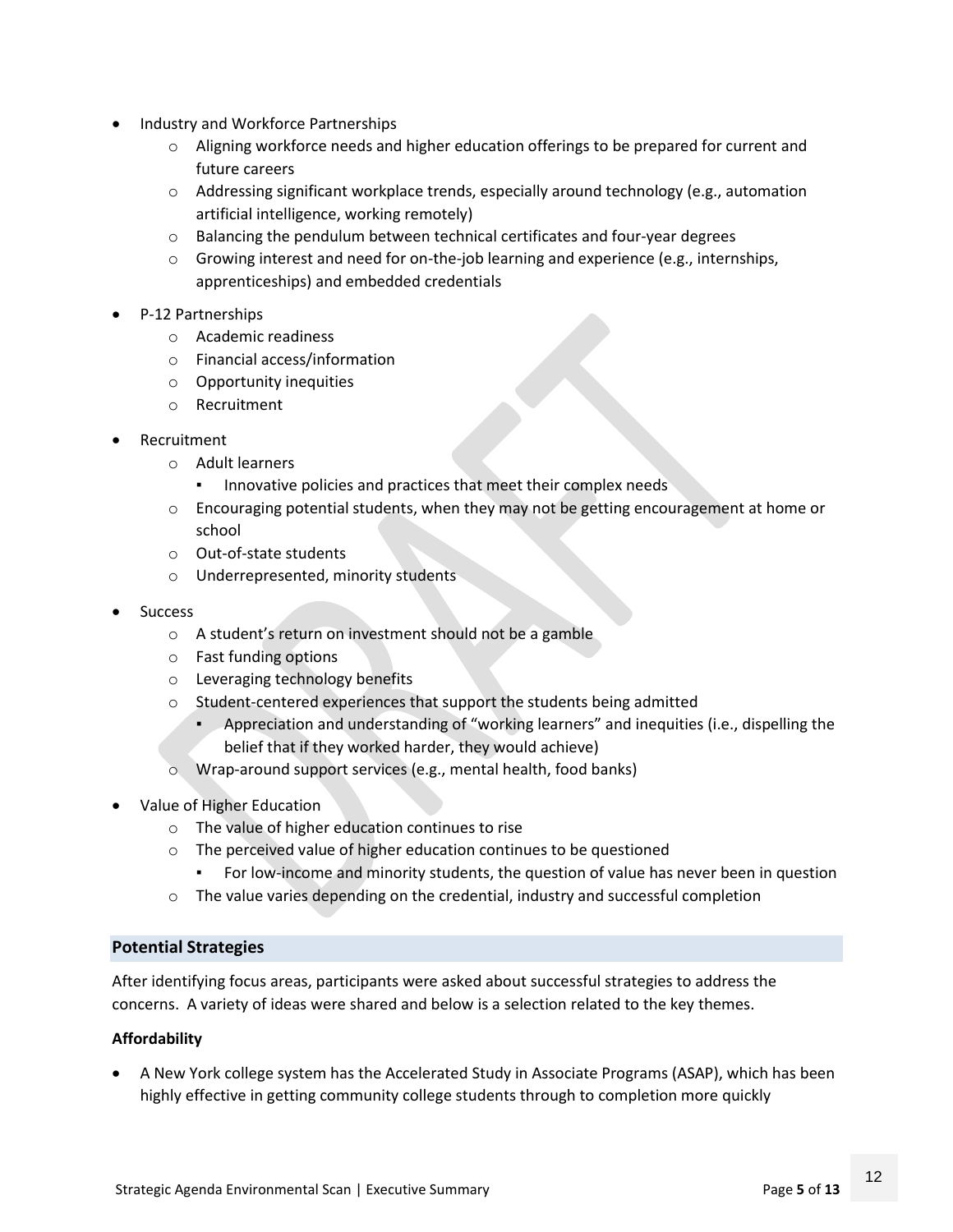- Industry and Workforce Partnerships
    - Aligning workforce needs and higher education offerings to be prepared for current and future careers
    - Addressing significant workplace trends, especially around technology (e.g., automation artificial intelligence, working remotely)
    - Balancing the pendulum between technical certificates and four-year degrees
    - Growing interest and need for on-the-job learning and experience (e.g., internships, apprenticeships) and embedded credentials
- P-12 Partnerships
    - Academic readiness
    - Financial access/information
    - Opportunity inequities
    - Recruitment
- Recruitment
    - Adult learners
        - Innovative policies and practices that meet their complex needs
    - Encouraging potential students, when they may not be getting encouragement at home or school
    - Out-of-state students
    - Underrepresented, minority students
- Success
    - A student's return on investment should not be a gamble
    - Fast funding options
    - Leveraging technology benefits
    - Student-centered experiences that support the students being admitted
        - Appreciation and understanding of "working learners" and inequities (i.e., dispelling the belief that if they worked harder, they would achieve)
    - Wrap-around support services (e.g., mental health, food banks)
- Value of Higher Education
    - The value of higher education continues to rise
    - The perceived value of higher education continues to be questioned
        - For low-income and minority students, the question of value has never been in question
    - The value varies depending on the credential, industry and successful completion

## Potential Strategies

After identifying focus areas, participants were asked about successful strategies to address the concerns. A variety of ideas were shared and below is a selection related to the key themes.

**Affordability**

- A New York college system has the Accelerated Study in Associate Programs (ASAP), which has been highly effective in getting community college students through to completion more quickly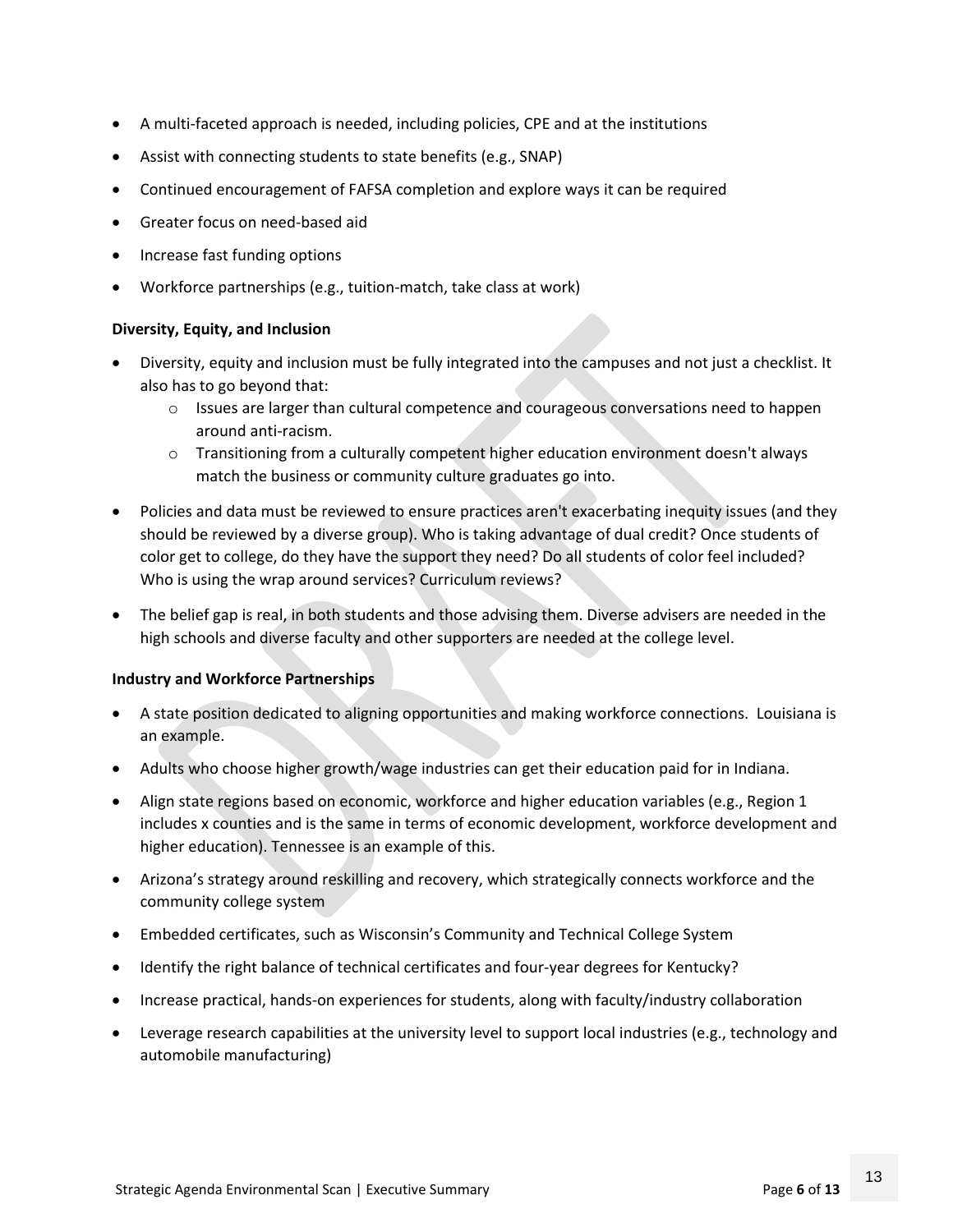- A multi-faceted approach is needed, including policies, CPE and at the institutions
- Assist with connecting students to state benefits (e.g., SNAP)
- Continued encouragement of FAFSA completion and explore ways it can be required
- Greater focus on need-based aid
- Increase fast funding options
- Workforce partnerships (e.g., tuition-match, take class at work)

**Diversity, Equity, and Inclusion**

- Diversity, equity and inclusion must be fully integrated into the campuses and not just a checklist. It also has to go beyond that:
  - Issues are larger than cultural competence and courageous conversations need to happen around anti-racism.
  - Transitioning from a culturally competent higher education environment doesn't always match the business or community culture graduates go into.
- Policies and data must be reviewed to ensure practices aren't exacerbating inequity issues (and they should be reviewed by a diverse group). Who is taking advantage of dual credit? Once students of color get to college, do they have the support they need? Do all students of color feel included? Who is using the wrap around services? Curriculum reviews?
- The belief gap is real, in both students and those advising them. Diverse advisers are needed in the high schools and diverse faculty and other supporters are needed at the college level.

**Industry and Workforce Partnerships**

- A state position dedicated to aligning opportunities and making workforce connections. Louisiana is an example.
- Adults who choose higher growth/wage industries can get their education paid for in Indiana.
- Align state regions based on economic, workforce and higher education variables (e.g., Region 1 includes x counties and is the same in terms of economic development, workforce development and higher education). Tennessee is an example of this.
- Arizona's strategy around reskilling and recovery, which strategically connects workforce and the community college system
- Embedded certificates, such as Wisconsin's Community and Technical College System
- Identify the right balance of technical certificates and four-year degrees for Kentucky?
- Increase practical, hands-on experiences for students, along with faculty/industry collaboration
- Leverage research capabilities at the university level to support local industries (e.g., technology and automobile manufacturing)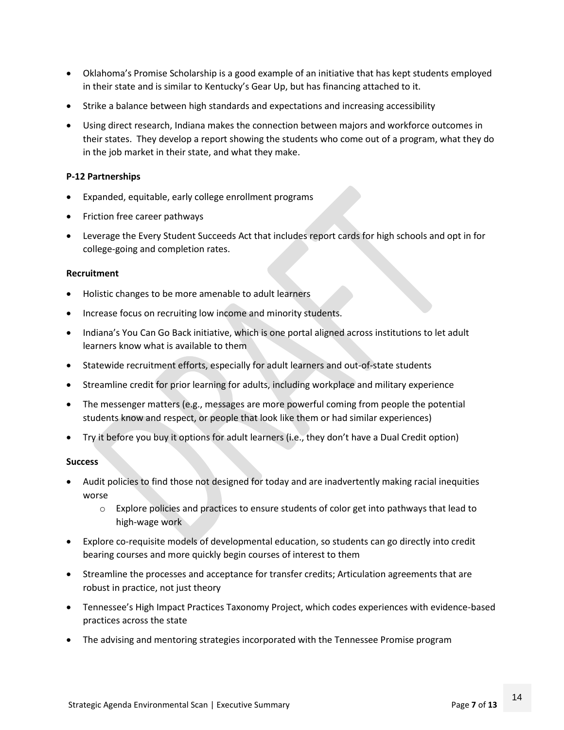- Oklahoma's Promise Scholarship is a good example of an initiative that has kept students employed in their state and is similar to Kentucky's Gear Up, but has financing attached to it.
- Strike a balance between high standards and expectations and increasing accessibility
- Using direct research, Indiana makes the connection between majors and workforce outcomes in their states. They develop a report showing the students who come out of a program, what they do in the job market in their state, and what they make.

**P-12 Partnerships**

- Expanded, equitable, early college enrollment programs
- Friction free career pathways
- Leverage the Every Student Succeeds Act that includes report cards for high schools and opt in for college-going and completion rates.

**Recruitment**

- Holistic changes to be more amenable to adult learners
- Increase focus on recruiting low income and minority students.
- Indiana's You Can Go Back initiative, which is one portal aligned across institutions to let adult learners know what is available to them
- Statewide recruitment efforts, especially for adult learners and out-of-state students
- Streamline credit for prior learning for adults, including workplace and military experience
- The messenger matters (e.g., messages are more powerful coming from people the potential students know and respect, or people that look like them or had similar experiences)
- Try it before you buy it options for adult learners (i.e., they don't have a Dual Credit option)

**Success**

- Audit policies to find those not designed for today and are inadvertently making racial inequities worse
  - Explore policies and practices to ensure students of color get into pathways that lead to high-wage work
- Explore co-requisite models of developmental education, so students can go directly into credit bearing courses and more quickly begin courses of interest to them
- Streamline the processes and acceptance for transfer credits; Articulation agreements that are robust in practice, not just theory
- Tennessee's High Impact Practices Taxonomy Project, which codes experiences with evidence-based practices across the state
- The advising and mentoring strategies incorporated with the Tennessee Promise program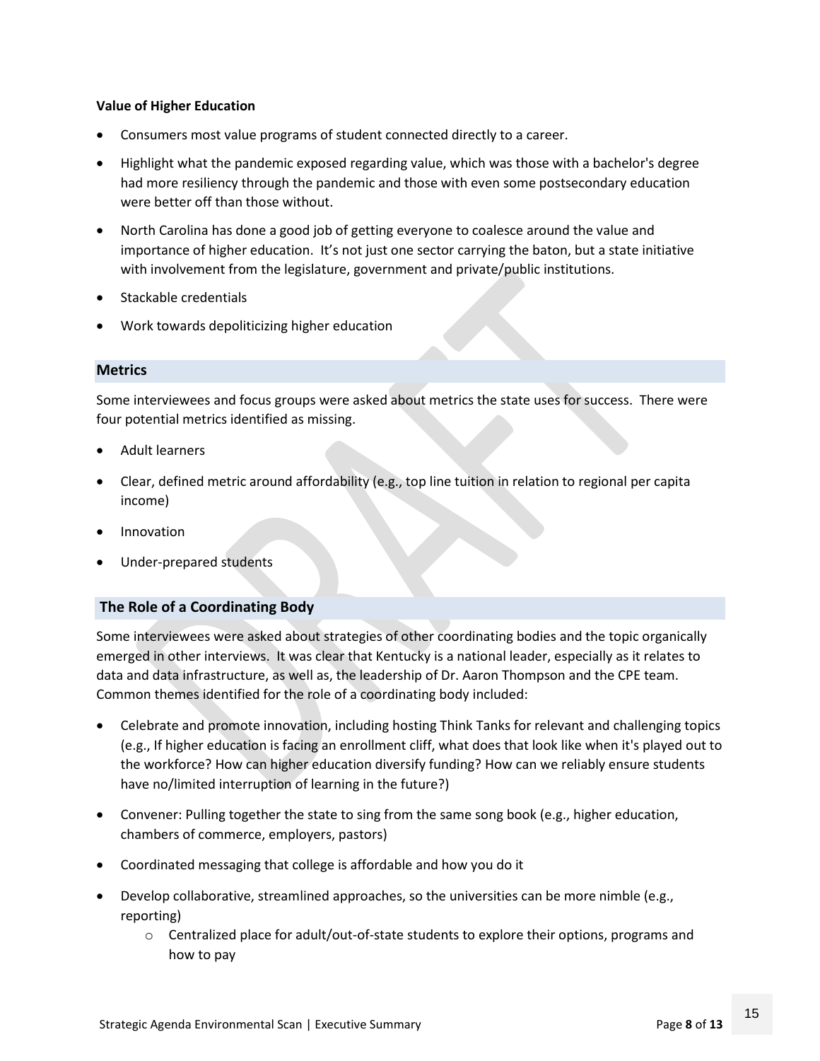**Value of Higher Education**

- Consumers most value programs of student connected directly to a career.
- Highlight what the pandemic exposed regarding value, which was those with a bachelor's degree had more resiliency through the pandemic and those with even some postsecondary education were better off than those without.
- North Carolina has done a good job of getting everyone to coalesce around the value and importance of higher education. It's not just one sector carrying the baton, but a state initiative with involvement from the legislature, government and private/public institutions.
- Stackable credentials
- Work towards depoliticizing higher education

## Metrics

Some interviewees and focus groups were asked about metrics the state uses for success. There were four potential metrics identified as missing.

- Adult learners
- Clear, defined metric around affordability (e.g., top line tuition in relation to regional per capita income)
- Innovation
- Under-prepared students

## The Role of a Coordinating Body

Some interviewees were asked about strategies of other coordinating bodies and the topic organically emerged in other interviews. It was clear that Kentucky is a national leader, especially as it relates to data and data infrastructure, as well as, the leadership of Dr. Aaron Thompson and the CPE team. Common themes identified for the role of a coordinating body included:

- Celebrate and promote innovation, including hosting Think Tanks for relevant and challenging topics (e.g., If higher education is facing an enrollment cliff, what does that look like when it's played out to the workforce? How can higher education diversify funding? How can we reliably ensure students have no/limited interruption of learning in the future?)
- Convener: Pulling together the state to sing from the same song book (e.g., higher education, chambers of commerce, employers, pastors)
- Coordinated messaging that college is affordable and how you do it
- Develop collaborative, streamlined approaches, so the universities can be more nimble (e.g., reporting)
    - Centralized place for adult/out-of-state students to explore their options, programs and how to pay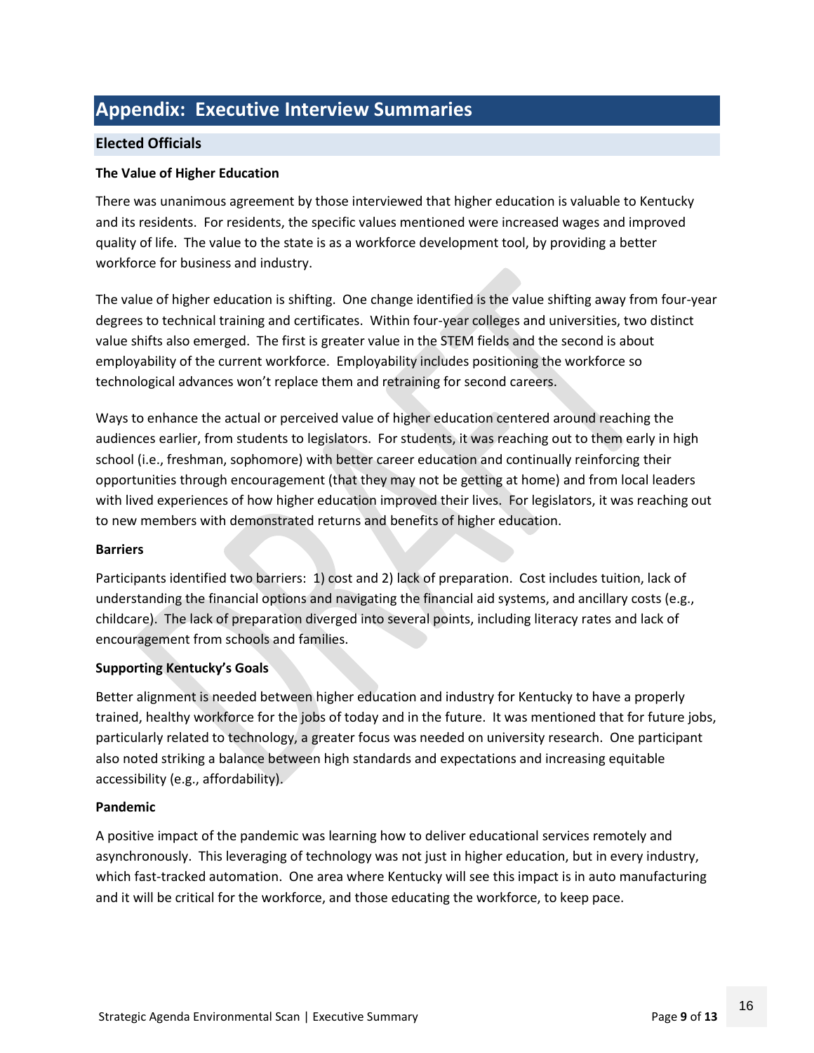# Appendix: Executive Interview Summaries

## Elected Officials

### The Value of Higher Education

There was unanimous agreement by those interviewed that higher education is valuable to Kentucky and its residents. For residents, the specific values mentioned were increased wages and improved quality of life. The value to the state is as a workforce development tool, by providing a better workforce for business and industry.

The value of higher education is shifting. One change identified is the value shifting away from four-year degrees to technical training and certificates. Within four-year colleges and universities, two distinct value shifts also emerged. The first is greater value in the STEM fields and the second is about employability of the current workforce. Employability includes positioning the workforce so technological advances won't replace them and retraining for second careers.

Ways to enhance the actual or perceived value of higher education centered around reaching the audiences earlier, from students to legislators. For students, it was reaching out to them early in high school (i.e., freshman, sophomore) with better career education and continually reinforcing their opportunities through encouragement (that they may not be getting at home) and from local leaders with lived experiences of how higher education improved their lives. For legislators, it was reaching out to new members with demonstrated returns and benefits of higher education.

### Barriers

Participants identified two barriers: 1) cost and 2) lack of preparation. Cost includes tuition, lack of understanding the financial options and navigating the financial aid systems, and ancillary costs (e.g., childcare). The lack of preparation diverged into several points, including literacy rates and lack of encouragement from schools and families.

### Supporting Kentucky's Goals

Better alignment is needed between higher education and industry for Kentucky to have a properly trained, healthy workforce for the jobs of today and in the future. It was mentioned that for future jobs, particularly related to technology, a greater focus was needed on university research. One participant also noted striking a balance between high standards and expectations and increasing equitable accessibility (e.g., affordability).

### Pandemic

A positive impact of the pandemic was learning how to deliver educational services remotely and asynchronously. This leveraging of technology was not just in higher education, but in every industry, which fast-tracked automation. One area where Kentucky will see this impact is in auto manufacturing and it will be critical for the workforce, and those educating the workforce, to keep pace.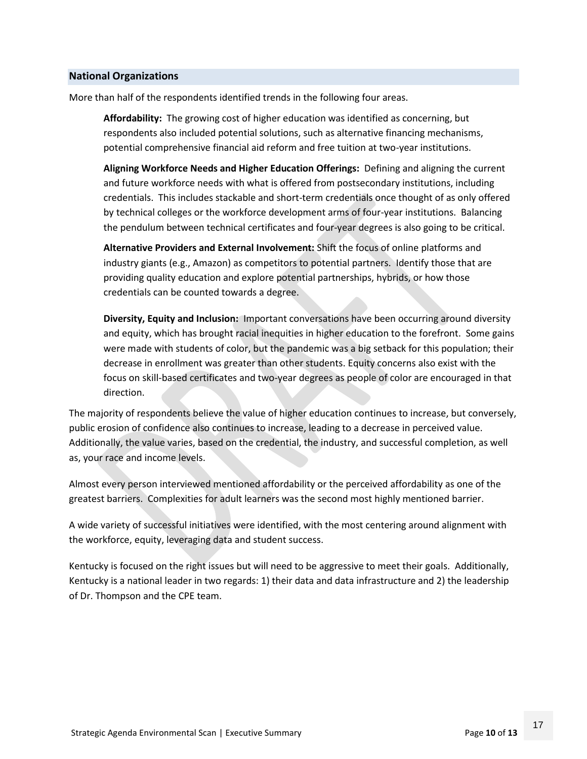## National Organizations

More than half of the respondents identified trends in the following four areas.

**Affordability:** The growing cost of higher education was identified as concerning, but respondents also included potential solutions, such as alternative financing mechanisms, potential comprehensive financial aid reform and free tuition at two-year institutions.

**Aligning Workforce Needs and Higher Education Offerings:** Defining and aligning the current and future workforce needs with what is offered from postsecondary institutions, including credentials. This includes stackable and short-term credentials once thought of as only offered by technical colleges or the workforce development arms of four-year institutions. Balancing the pendulum between technical certificates and four-year degrees is also going to be critical.

**Alternative Providers and External Involvement:** Shift the focus of online platforms and industry giants (e.g., Amazon) as competitors to potential partners. Identify those that are providing quality education and explore potential partnerships, hybrids, or how those credentials can be counted towards a degree.

**Diversity, Equity and Inclusion:** Important conversations have been occurring around diversity and equity, which has brought racial inequities in higher education to the forefront. Some gains were made with students of color, but the pandemic was a big setback for this population; their decrease in enrollment was greater than other students. Equity concerns also exist with the focus on skill-based certificates and two-year degrees as people of color are encouraged in that direction.

The majority of respondents believe the value of higher education continues to increase, but conversely, public erosion of confidence also continues to increase, leading to a decrease in perceived value. Additionally, the value varies, based on the credential, the industry, and successful completion, as well as, your race and income levels.

Almost every person interviewed mentioned affordability or the perceived affordability as one of the greatest barriers. Complexities for adult learners was the second most highly mentioned barrier.

A wide variety of successful initiatives were identified, with the most centering around alignment with the workforce, equity, leveraging data and student success.

Kentucky is focused on the right issues but will need to be aggressive to meet their goals. Additionally, Kentucky is a national leader in two regards: 1) their data and data infrastructure and 2) the leadership of Dr. Thompson and the CPE team.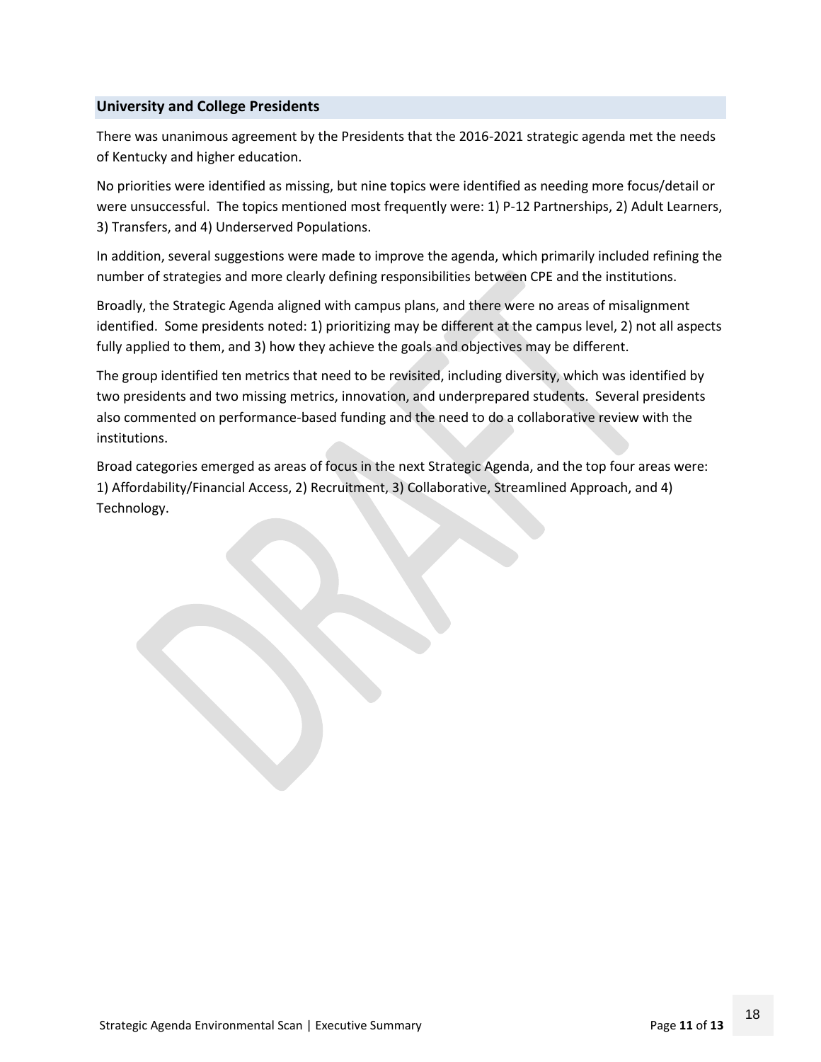## University and College Presidents

There was unanimous agreement by the Presidents that the 2016-2021 strategic agenda met the needs of Kentucky and higher education.

No priorities were identified as missing, but nine topics were identified as needing more focus/detail or were unsuccessful. The topics mentioned most frequently were: 1) P-12 Partnerships, 2) Adult Learners, 3) Transfers, and 4) Underserved Populations.

In addition, several suggestions were made to improve the agenda, which primarily included refining the number of strategies and more clearly defining responsibilities between CPE and the institutions.

Broadly, the Strategic Agenda aligned with campus plans, and there were no areas of misalignment identified. Some presidents noted: 1) prioritizing may be different at the campus level, 2) not all aspects fully applied to them, and 3) how they achieve the goals and objectives may be different.

The group identified ten metrics that need to be revisited, including diversity, which was identified by two presidents and two missing metrics, innovation, and underprepared students. Several presidents also commented on performance-based funding and the need to do a collaborative review with the institutions.

Broad categories emerged as areas of focus in the next Strategic Agenda, and the top four areas were: 1) Affordability/Financial Access, 2) Recruitment, 3) Collaborative, Streamlined Approach, and 4) Technology.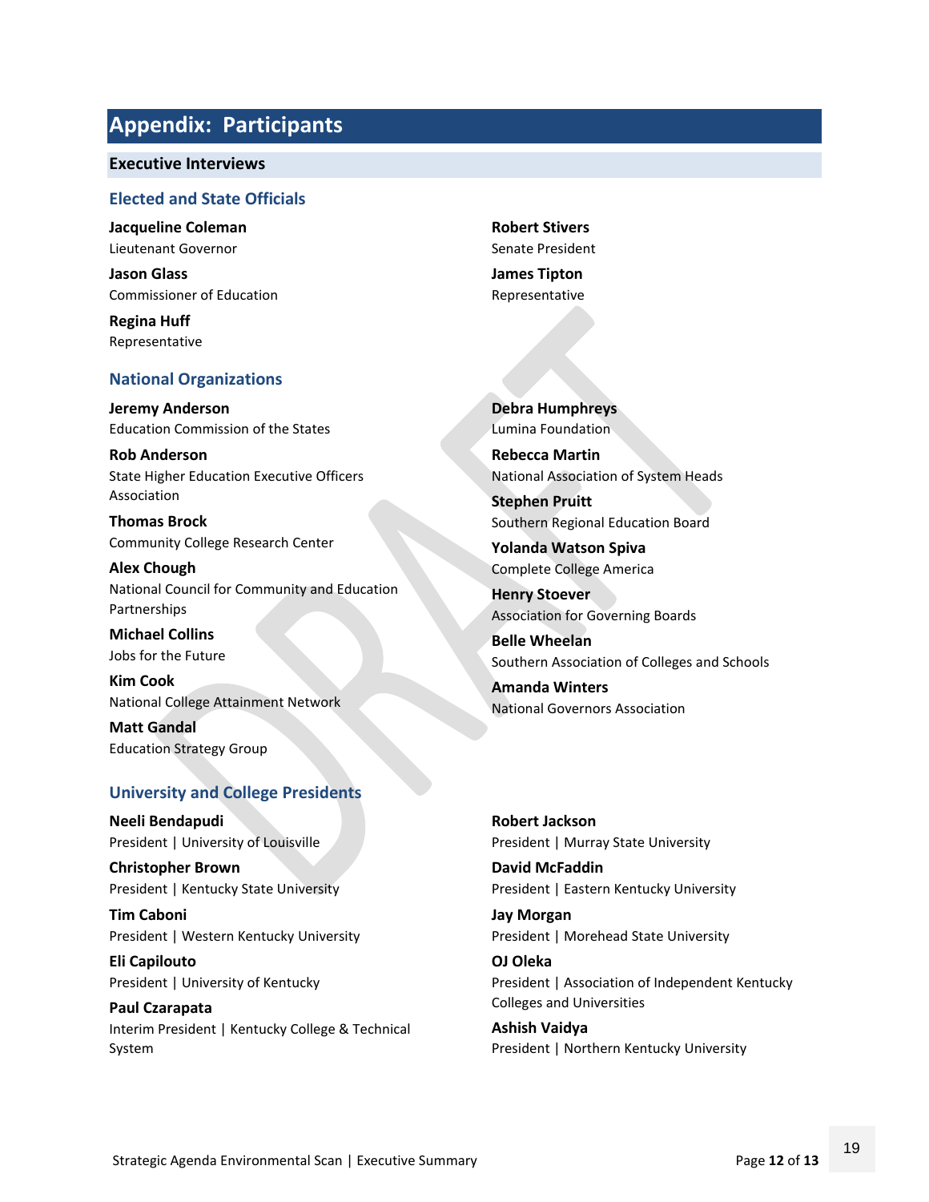## Appendix: Participants

### Executive Interviews

#### Elected and State Officials

**Jacqueline Coleman**
Lieutenant Governor

**Jason Glass**
Commissioner of Education

**Regina Huff**
Representative

**Robert Stivers**
Senate President

**James Tipton**
Representative

#### National Organizations

**Jeremy Anderson**
Education Commission of the States

**Rob Anderson**
State Higher Education Executive Officers Association

**Thomas Brock**
Community College Research Center

**Alex Chough**
National Council for Community and Education Partnerships

**Michael Collins**
Jobs for the Future

**Kim Cook**
National College Attainment Network

**Matt Gandal**
Education Strategy Group

**Debra Humphreys**
Lumina Foundation

**Rebecca Martin**
National Association of System Heads

**Stephen Pruitt**
Southern Regional Education Board

**Yolanda Watson Spiva**
Complete College America

**Henry Stoever**
Association for Governing Boards

**Belle Wheelan**
Southern Association of Colleges and Schools

**Amanda Winters**
National Governors Association

#### University and College Presidents

**Neeli Bendapudi**
President | University of Louisville

**Christopher Brown**
President | Kentucky State University

**Tim Caboni**
President | Western Kentucky University

**Eli Capilouto**
President | University of Kentucky

**Paul Czarapata**
Interim President | Kentucky College & Technical System

**Robert Jackson**
President | Murray State University

**David McFaddin**
President | Eastern Kentucky University

**Jay Morgan**
President | Morehead State University

**OJ Oleka**
President | Association of Independent Kentucky Colleges and Universities

**Ashish Vaidya**
President | Northern Kentucky University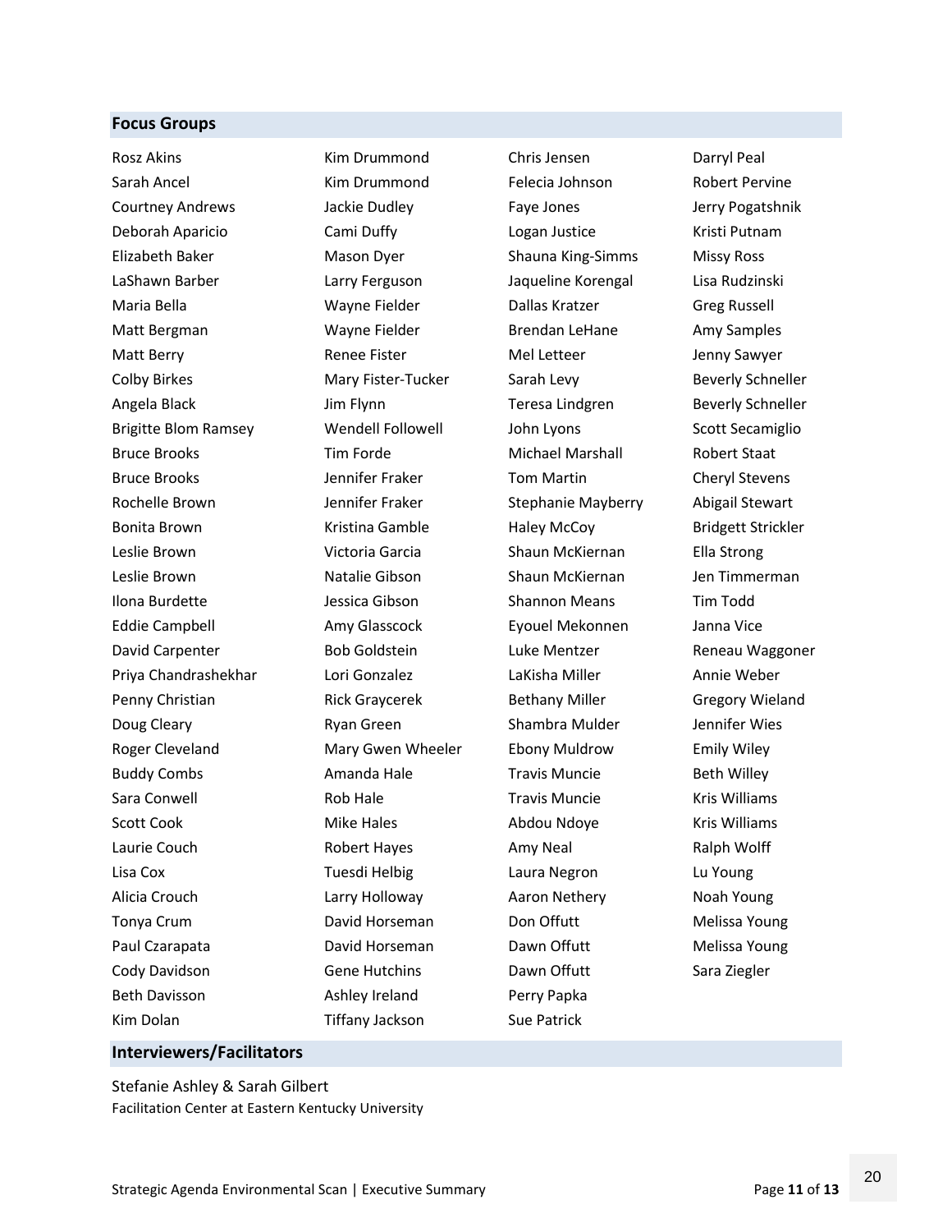## Focus Groups

Rosz Akins
Sarah Ancel
Courtney Andrews
Deborah Aparicio
Elizabeth Baker
LaShawn Barber
Maria Bella
Matt Bergman
Matt Berry
Colby Birkes
Angela Black
Brigitte Blom Ramsey
Bruce Brooks
Bruce Brooks
Rochelle Brown
Bonita Brown
Leslie Brown
Leslie Brown
Ilona Burdette
Eddie Campbell
David Carpenter
Priya Chandrashekhar
Penny Christian
Doug Cleary
Roger Cleveland
Buddy Combs
Sara Conwell
Scott Cook
Laurie Couch
Lisa Cox
Alicia Crouch
Tonya Crum
Paul Czarapata
Cody Davidson
Beth Davisson
Kim Dolan
Kim Drummond
Kim Drummond
Jackie Dudley
Cami Duffy
Mason Dyer
Larry Ferguson
Wayne Fielder
Wayne Fielder
Renee Fister
Mary Fister-Tucker
Jim Flynn
Wendell Followell
Tim Forde
Jennifer Fraker
Jennifer Fraker
Kristina Gamble
Victoria Garcia
Natalie Gibson
Jessica Gibson
Amy Glasscock
Bob Goldstein
Lori Gonzalez
Rick Graycerek
Ryan Green
Mary Gwen Wheeler
Amanda Hale
Rob Hale
Mike Hales
Robert Hayes
Tuesdi Helbig
Larry Holloway
David Horseman
David Horseman
Gene Hutchins
Ashley Ireland
Tiffany Jackson
Chris Jensen
Felecia Johnson
Faye Jones
Logan Justice
Shauna King-Simms
Jaqueline Korengal
Dallas Kratzer
Brendan LeHane
Mel Letteer
Sarah Levy
Teresa Lindgren
John Lyons
Michael Marshall
Tom Martin
Stephanie Mayberry
Haley McCoy
Shaun McKiernan
Shaun McKiernan
Shannon Means
Eyouel Mekonnen
Luke Mentzer
LaKisha Miller
Bethany Miller
Shambra Mulder
Ebony Muldrow
Travis Muncie
Travis Muncie
Abdou Ndoye
Amy Neal
Laura Negron
Aaron Nethery
Don Offutt
Dawn Offutt
Dawn Offutt
Perry Papka
Sue Patrick
Darryl Peal
Robert Pervine
Jerry Pogatshnik
Kristi Putnam
Missy Ross
Lisa Rudzinski
Greg Russell
Amy Samples
Jenny Sawyer
Beverly Schneller
Beverly Schneller
Scott Secamiglio
Robert Staat
Cheryl Stevens
Abigail Stewart
Bridgett Strickler
Ella Strong
Jen Timmerman
Tim Todd
Janna Vice
Reneau Waggoner
Annie Weber
Gregory Wieland
Jennifer Wies
Emily Wiley
Beth Willey
Kris Williams
Kris Williams
Ralph Wolff
Lu Young
Noah Young
Melissa Young
Melissa Young
Sara Ziegler

## Interviewers/Facilitators

Stefanie Ashley & Sarah Gilbert
Facilitation Center at Eastern Kentucky University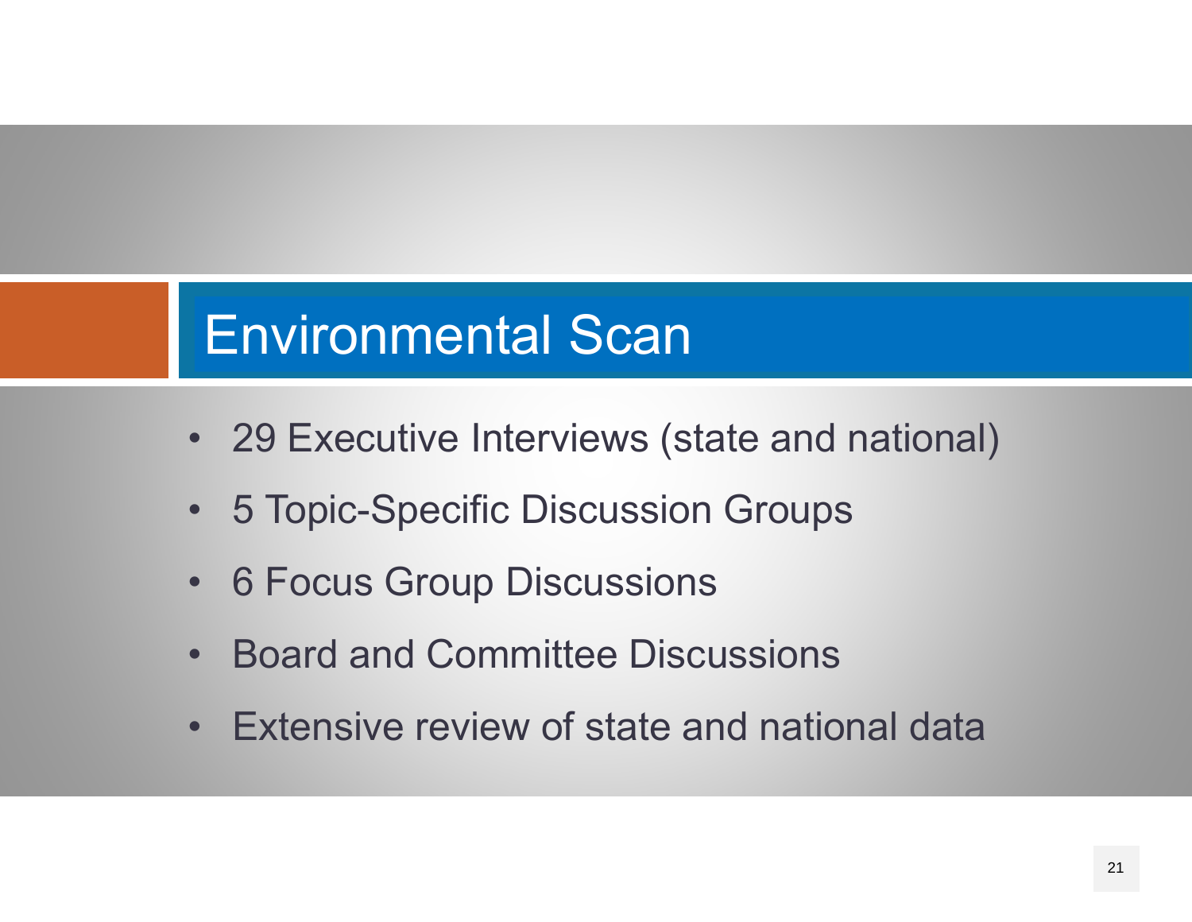# Environmental Scan

- 29 Executive Interviews (state and national)
- 5 Topic-Specific Discussion Groups
- 6 Focus Group Discussions
- Board and Committee Discussions
- Extensive review of state and national data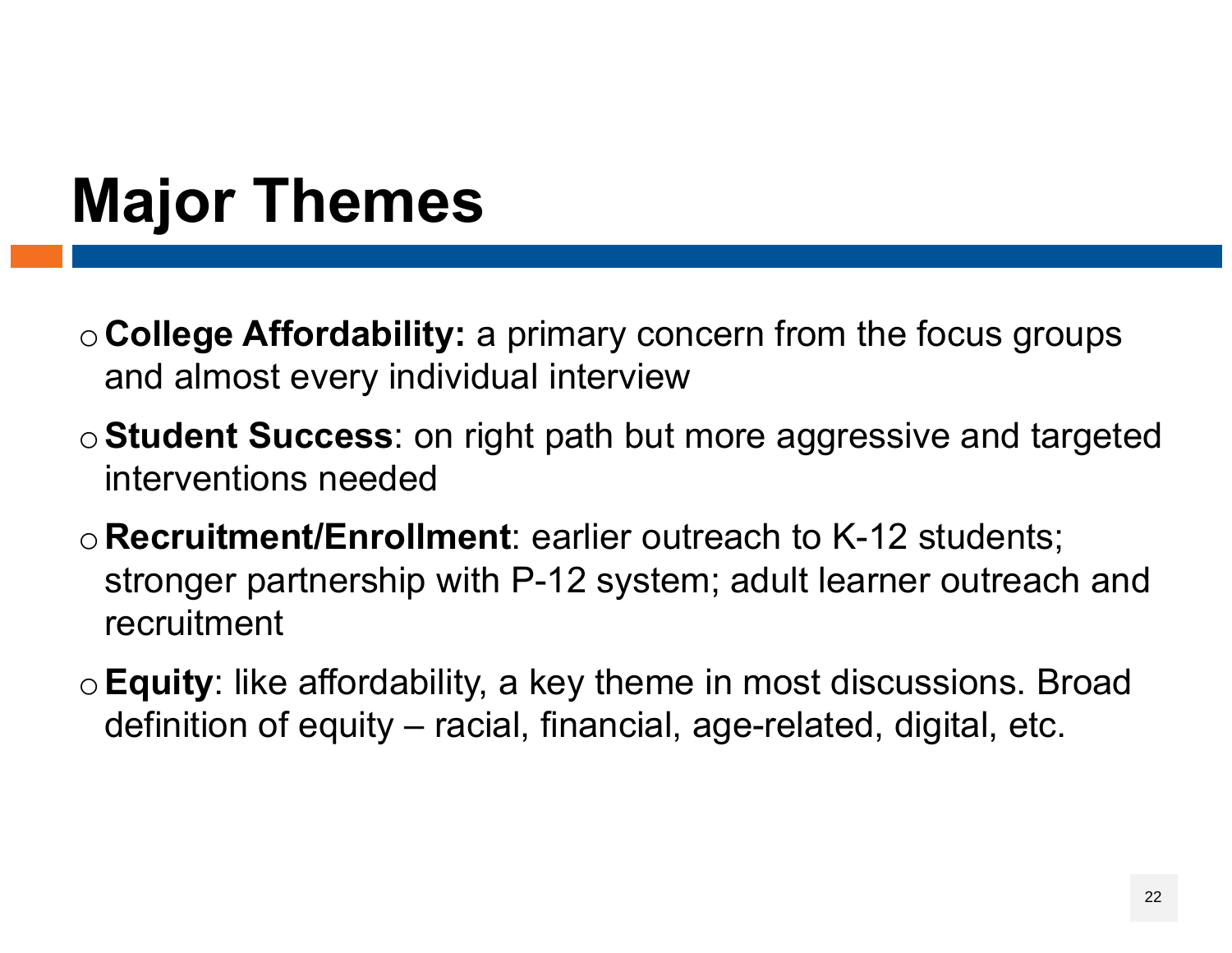# Major Themes

- **College Affordability:** a primary concern from the focus groups and almost every individual interview
- **Student Success**: on right path but more aggressive and targeted interventions needed
- **Recruitment/Enrollment**: earlier outreach to K-12 students; stronger partnership with P-12 system; adult learner outreach and recruitment
- **Equity**: like affordability, a key theme in most discussions. Broad definition of equity – racial, financial, age-related, digital, etc.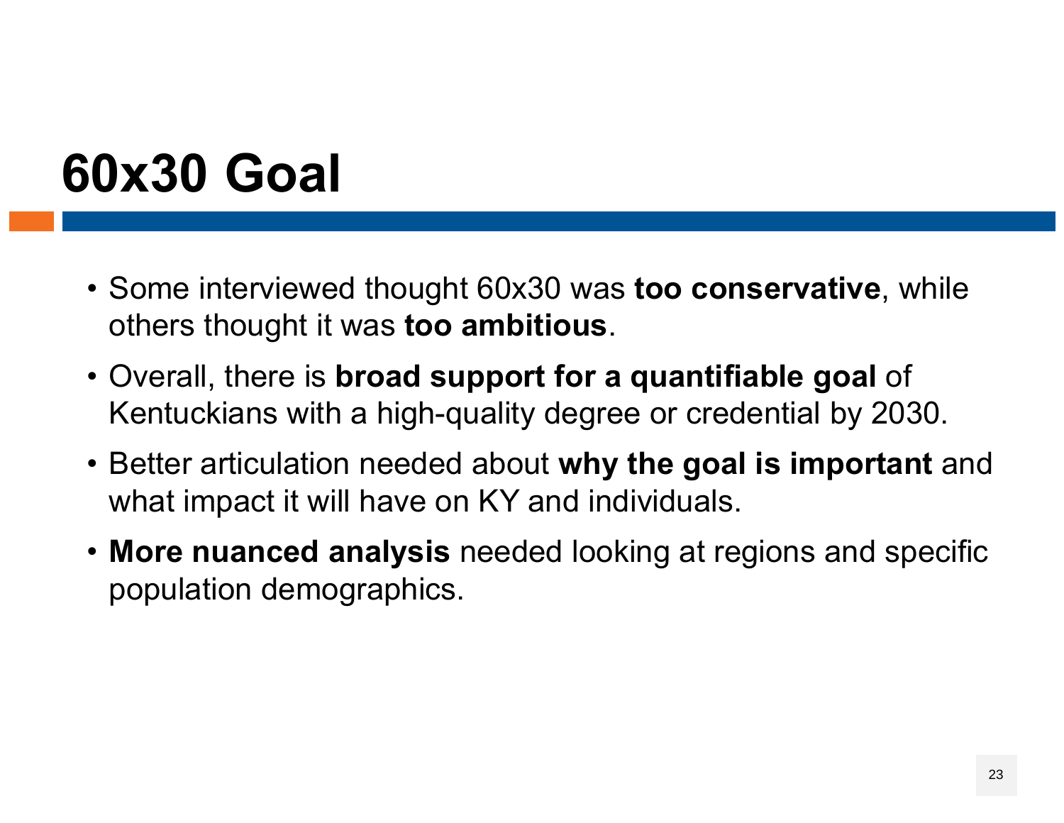# 60x30 Goal

- Some interviewed thought 60x30 was **too conservative**, while others thought it was **too ambitious**.
- Overall, there is **broad support for a quantifiable goal** of Kentuckians with a high-quality degree or credential by 2030.
- Better articulation needed about **why the goal is important** and what impact it will have on KY and individuals.
- **More nuanced analysis** needed looking at regions and specific population demographics.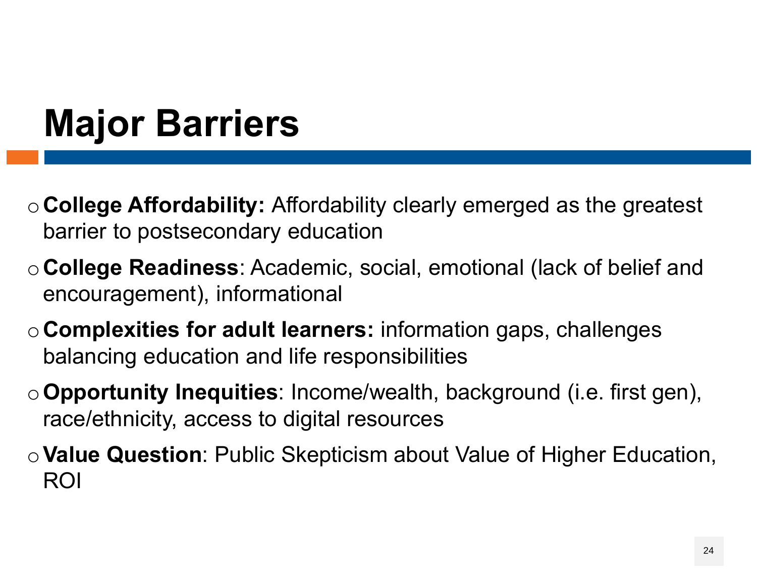# Major Barriers

- **College Affordability:** Affordability clearly emerged as the greatest barrier to postsecondary education
- **College Readiness**: Academic, social, emotional (lack of belief and encouragement), informational
- **Complexities for adult learners:** information gaps, challenges balancing education and life responsibilities
- **Opportunity Inequities**: Income/wealth, background (i.e. first gen), race/ethnicity, access to digital resources
- **Value Question**: Public Skepticism about Value of Higher Education, ROI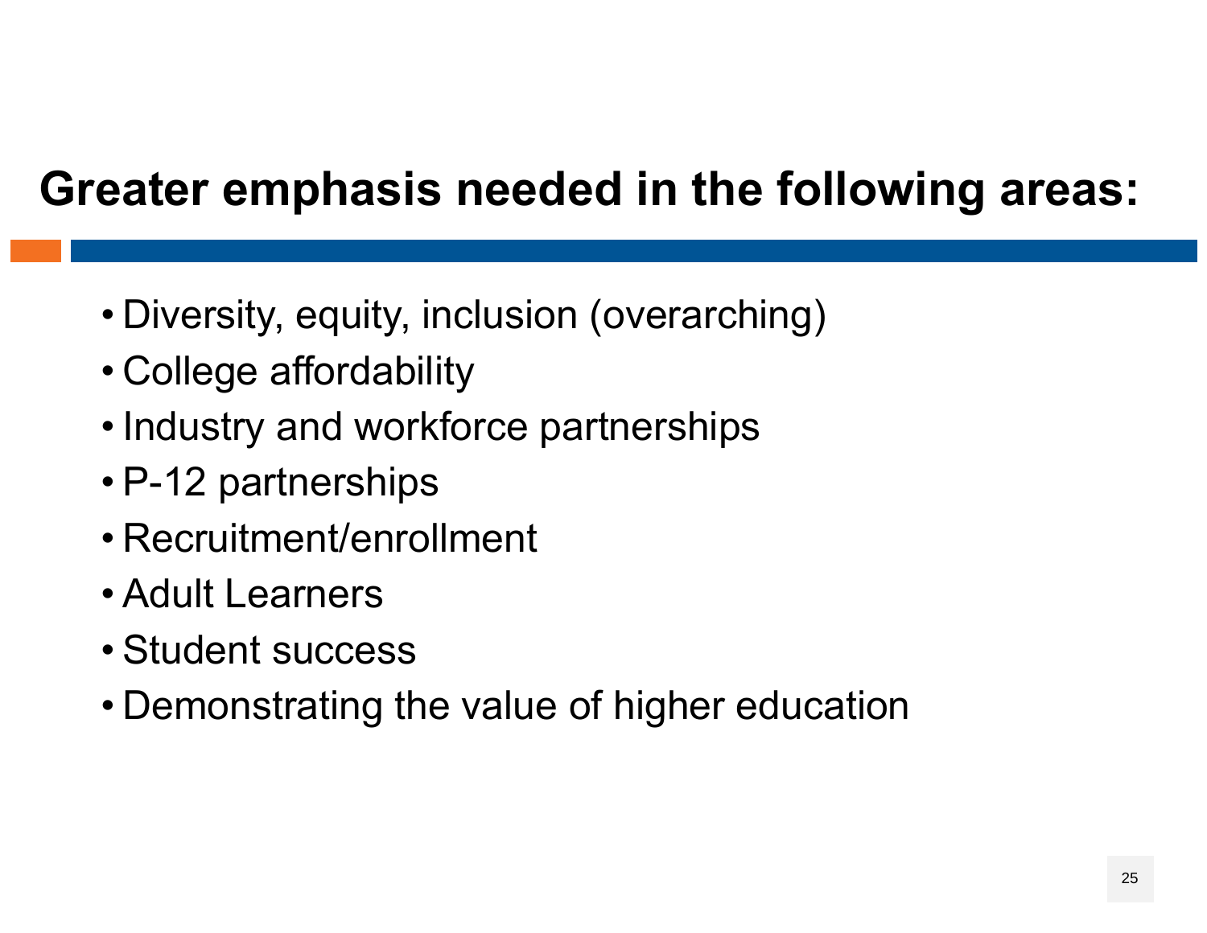# Greater emphasis needed in the following areas:

- Diversity, equity, inclusion (overarching)
- College affordability
- Industry and workforce partnerships
- P-12 partnerships
- Recruitment/enrollment
- Adult Learners
- Student success
- Demonstrating the value of higher education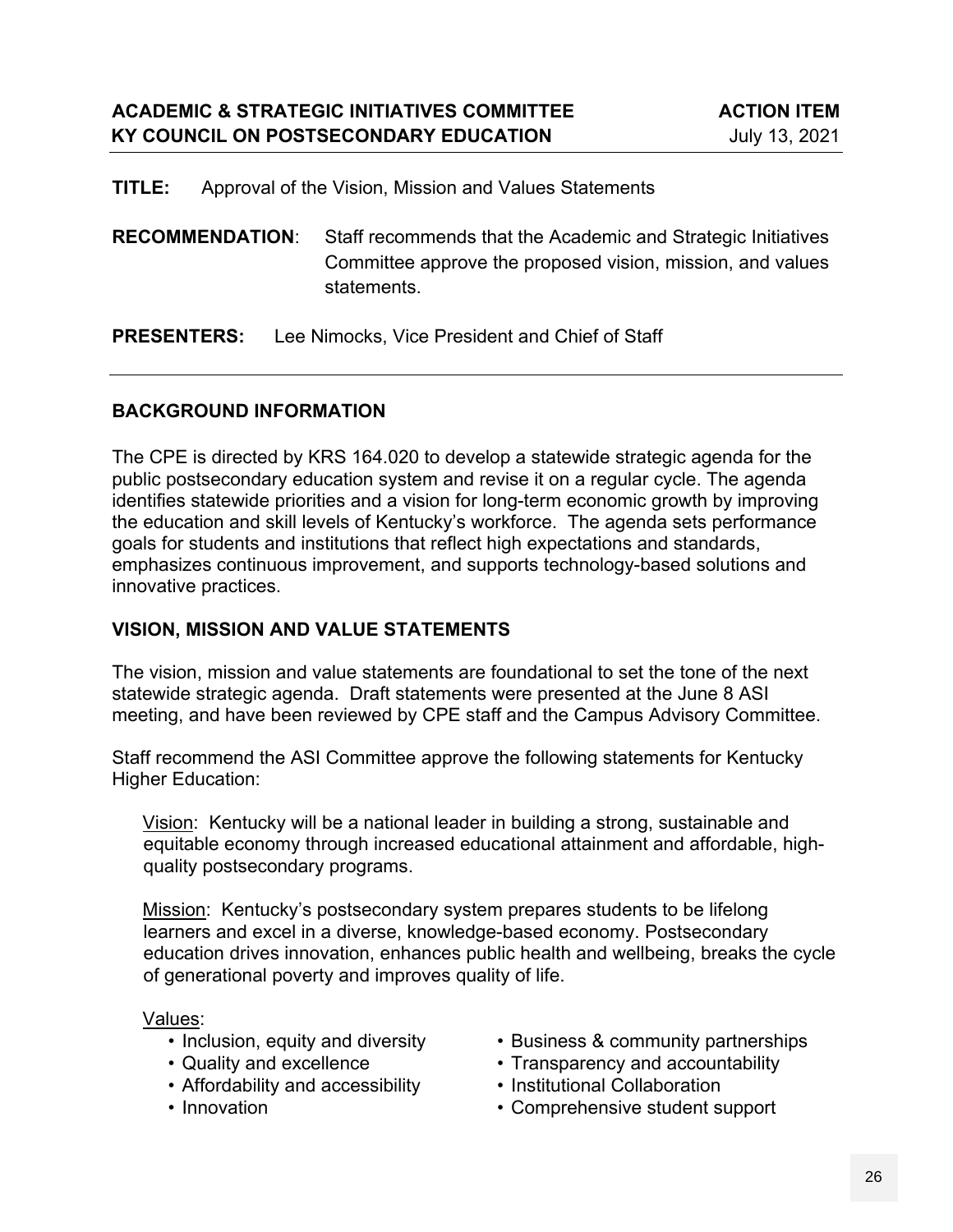**ACADEMIC & STRATEGIC INITIATIVES COMMITTEE** **ACTION ITEM**
**KY COUNCIL ON POSTSECONDARY EDUCATION** July 13, 2021

---

**TITLE:** Approval of the Vision, Mission and Values Statements

**RECOMMENDATION**: Staff recommends that the Academic and Strategic Initiatives Committee approve the proposed vision, mission, and values statements.

**PRESENTERS:** Lee Nimocks, Vice President and Chief of Staff

---

## BACKGROUND INFORMATION

The CPE is directed by KRS 164.020 to develop a statewide strategic agenda for the public postsecondary education system and revise it on a regular cycle. The agenda identifies statewide priorities and a vision for long-term economic growth by improving the education and skill levels of Kentucky's workforce. The agenda sets performance goals for students and institutions that reflect high expectations and standards, emphasizes continuous improvement, and supports technology-based solutions and innovative practices.

## VISION, MISSION AND VALUE STATEMENTS

The vision, mission and value statements are foundational to set the tone of the next statewide strategic agenda. Draft statements were presented at the June 8 ASI meeting, and have been reviewed by CPE staff and the Campus Advisory Committee.

Staff recommend the ASI Committee approve the following statements for Kentucky Higher Education:

<u>Vision</u>: Kentucky will be a national leader in building a strong, sustainable and equitable economy through increased educational attainment and affordable, high-quality postsecondary programs.

<u>Mission</u>: Kentucky's postsecondary system prepares students to be lifelong learners and excel in a diverse, knowledge-based economy. Postsecondary education drives innovation, enhances public health and wellbeing, breaks the cycle of generational poverty and improves quality of life.

<u>Values</u>:

- Inclusion, equity and diversity
- Quality and excellence
- Affordability and accessibility
- Innovation
- Business & community partnerships
- Transparency and accountability
- Institutional Collaboration
- Comprehensive student support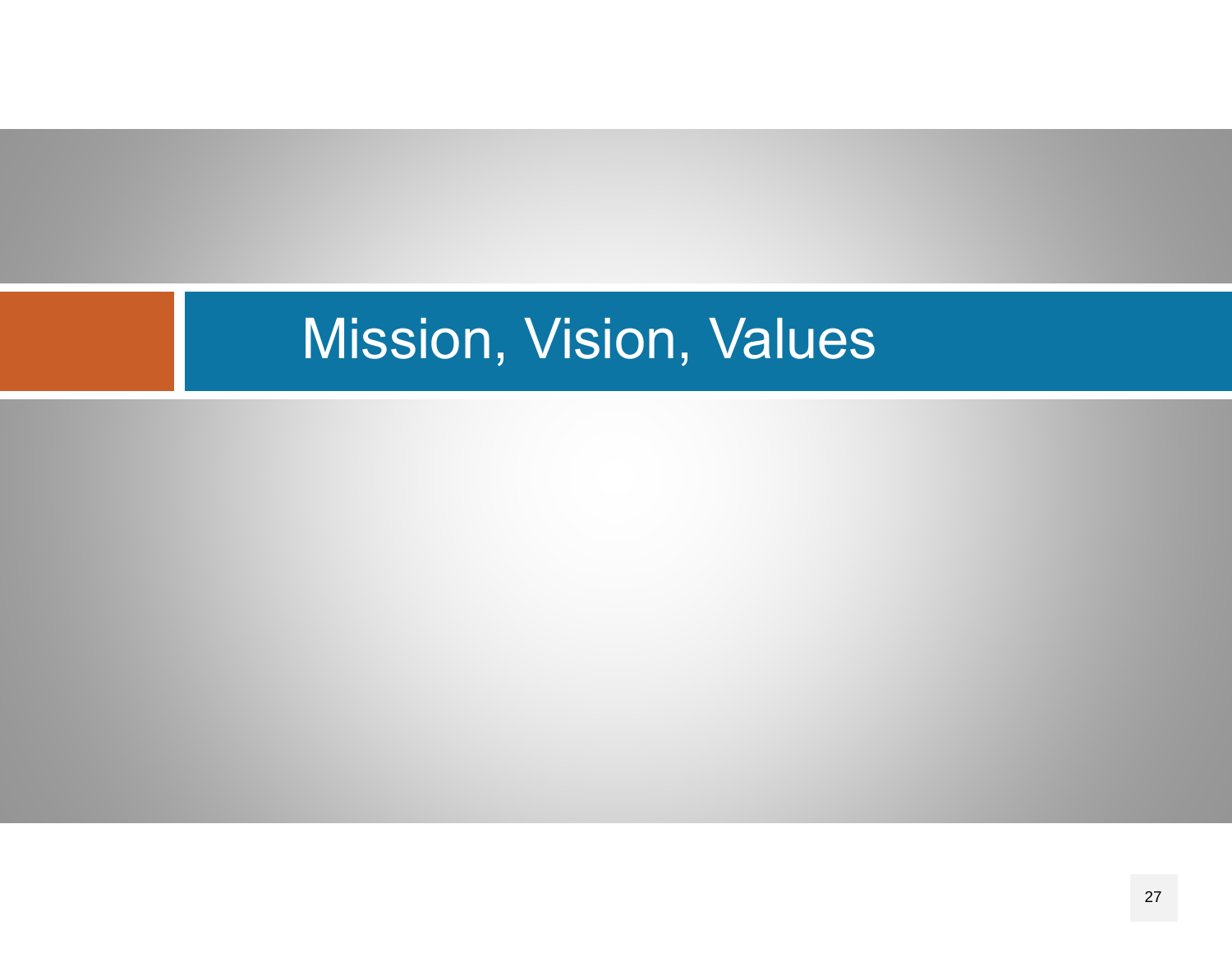# Mission, Vision, Values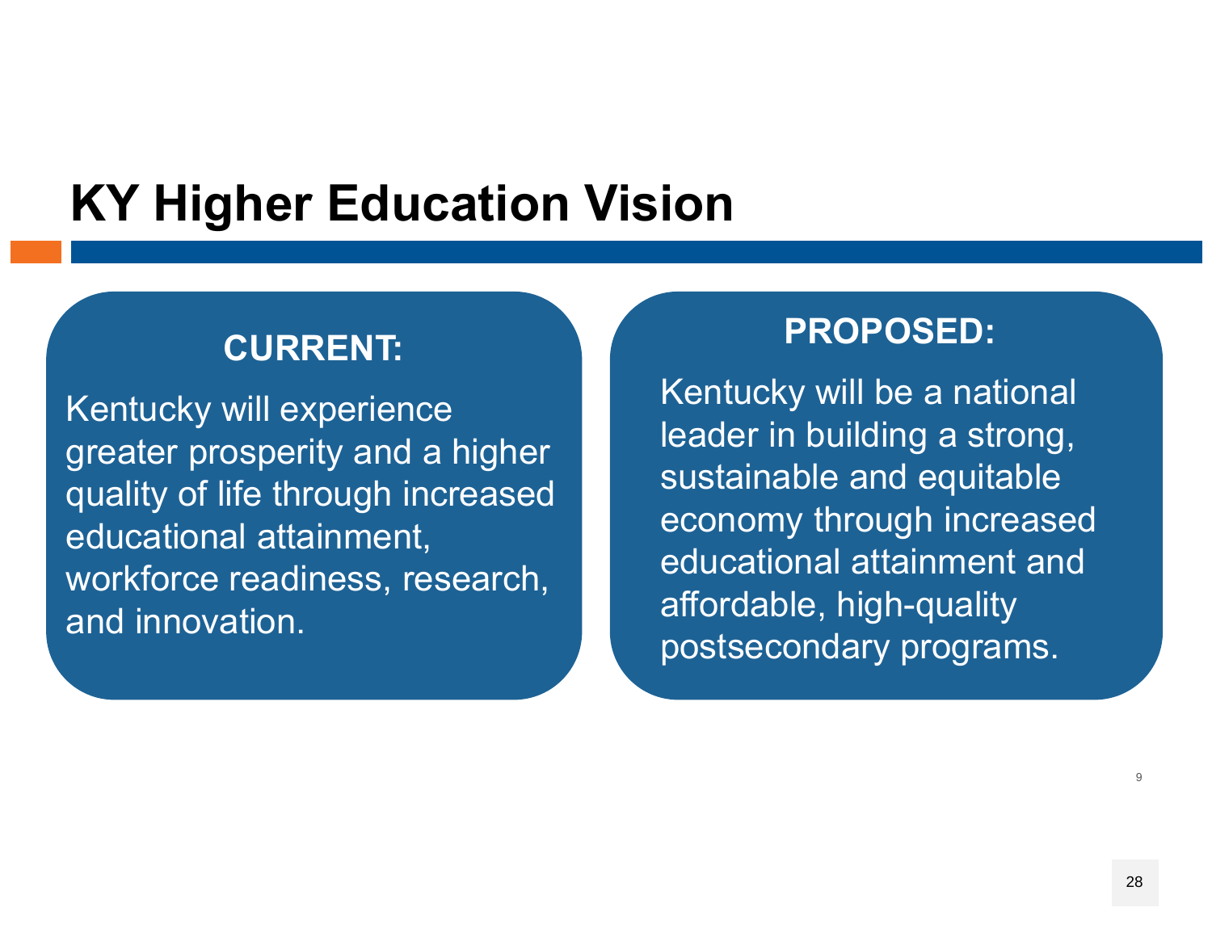# KY Higher Education Vision

**CURRENT:**

Kentucky will experience greater prosperity and a higher quality of life through increased educational attainment, workforce readiness, research, and innovation.

**PROPOSED:**

Kentucky will be a national leader in building a strong, sustainable and equitable economy through increased educational attainment and affordable, high-quality postsecondary programs.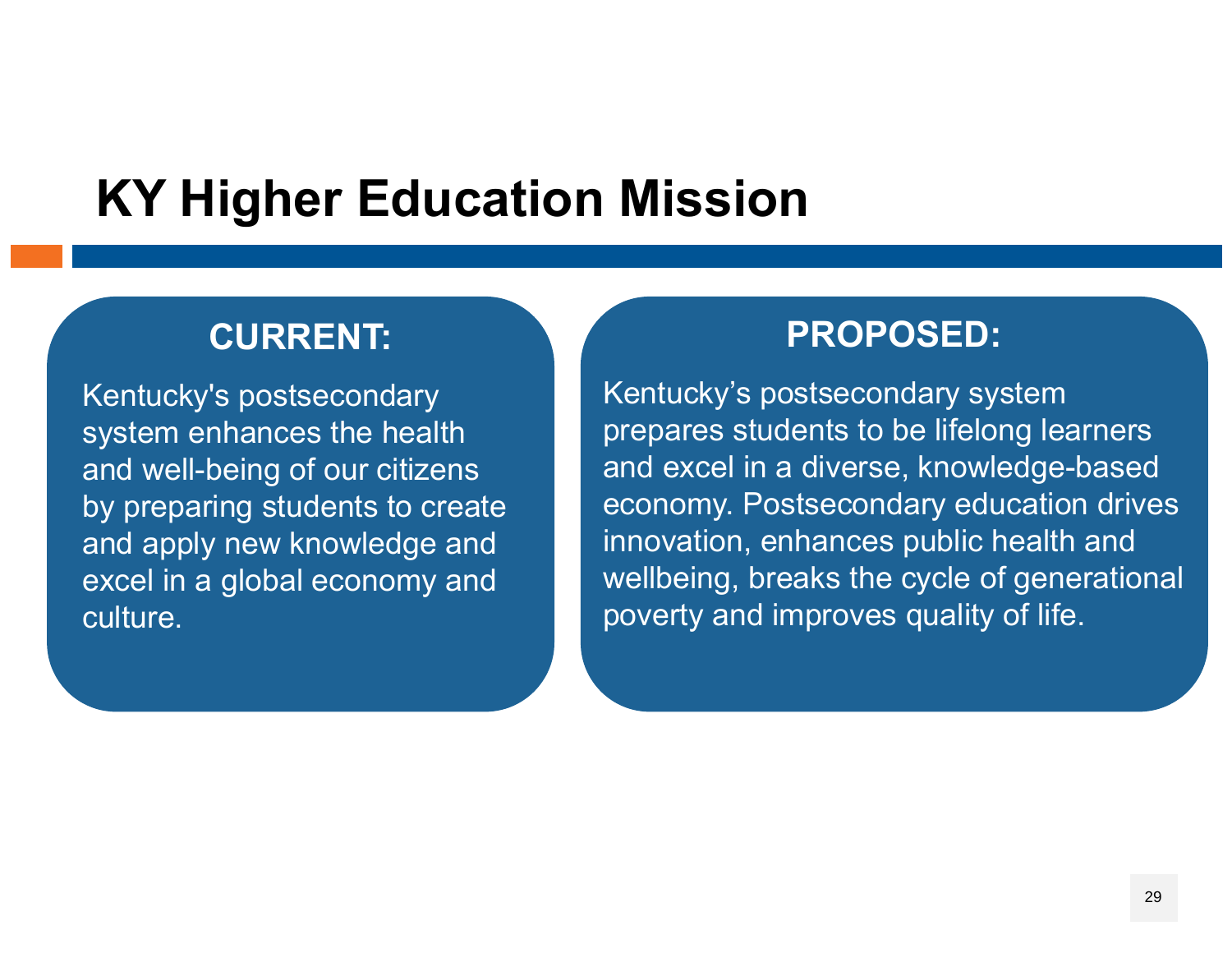# KY Higher Education Mission

## CURRENT:

Kentucky's postsecondary system enhances the health and well-being of our citizens by preparing students to create and apply new knowledge and excel in a global economy and culture.

## PROPOSED:

Kentucky's postsecondary system prepares students to be lifelong learners and excel in a diverse, knowledge-based economy. Postsecondary education drives innovation, enhances public health and wellbeing, breaks the cycle of generational poverty and improves quality of life.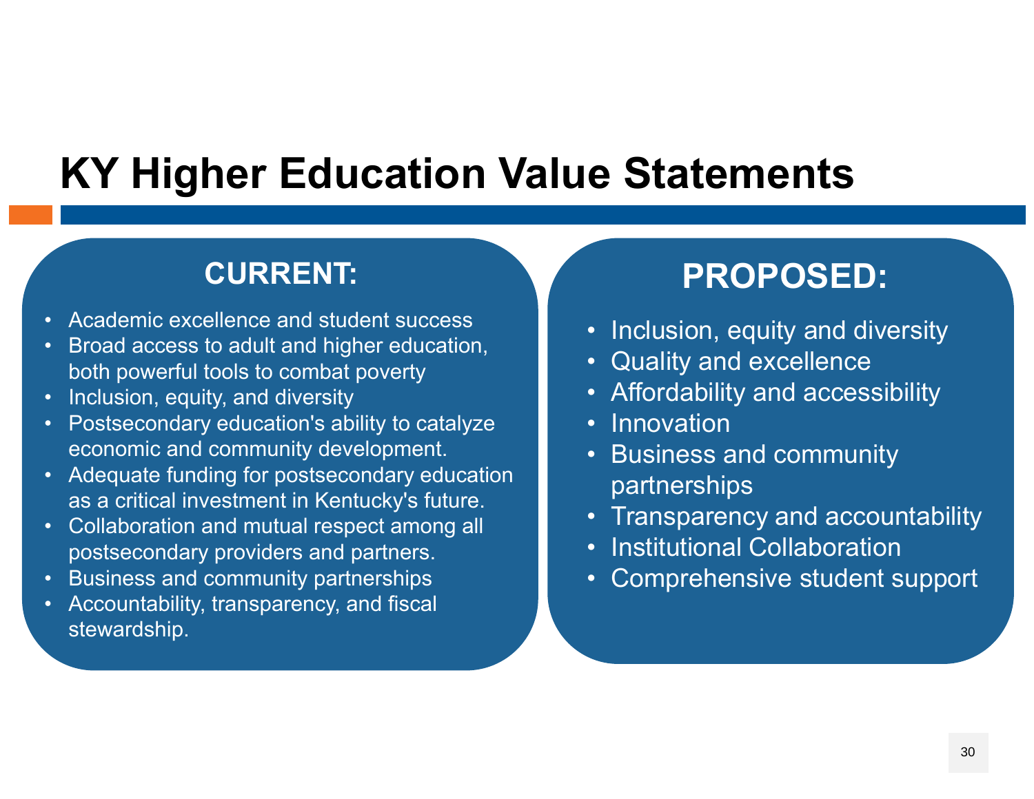# KY Higher Education Value Statements

## CURRENT:

- Academic excellence and student success
- Broad access to adult and higher education, both powerful tools to combat poverty
- Inclusion, equity, and diversity
- Postsecondary education's ability to catalyze economic and community development.
- Adequate funding for postsecondary education as a critical investment in Kentucky's future.
- Collaboration and mutual respect among all postsecondary providers and partners.
- Business and community partnerships
- Accountability, transparency, and fiscal stewardship.

## PROPOSED:

- Inclusion, equity and diversity
- Quality and excellence
- Affordability and accessibility
- Innovation
- Business and community partnerships
- Transparency and accountability
- Institutional Collaboration
- Comprehensive student support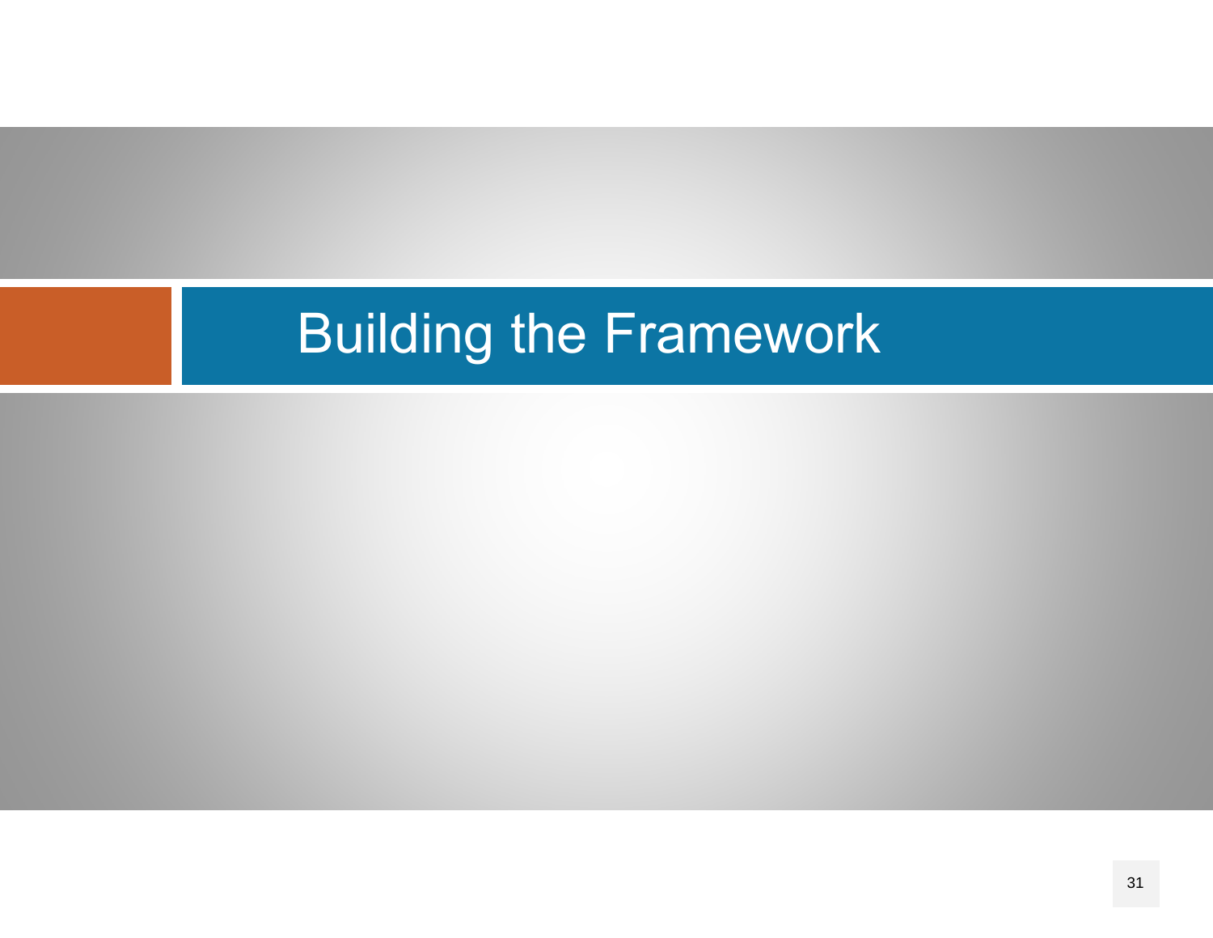# Building the Framework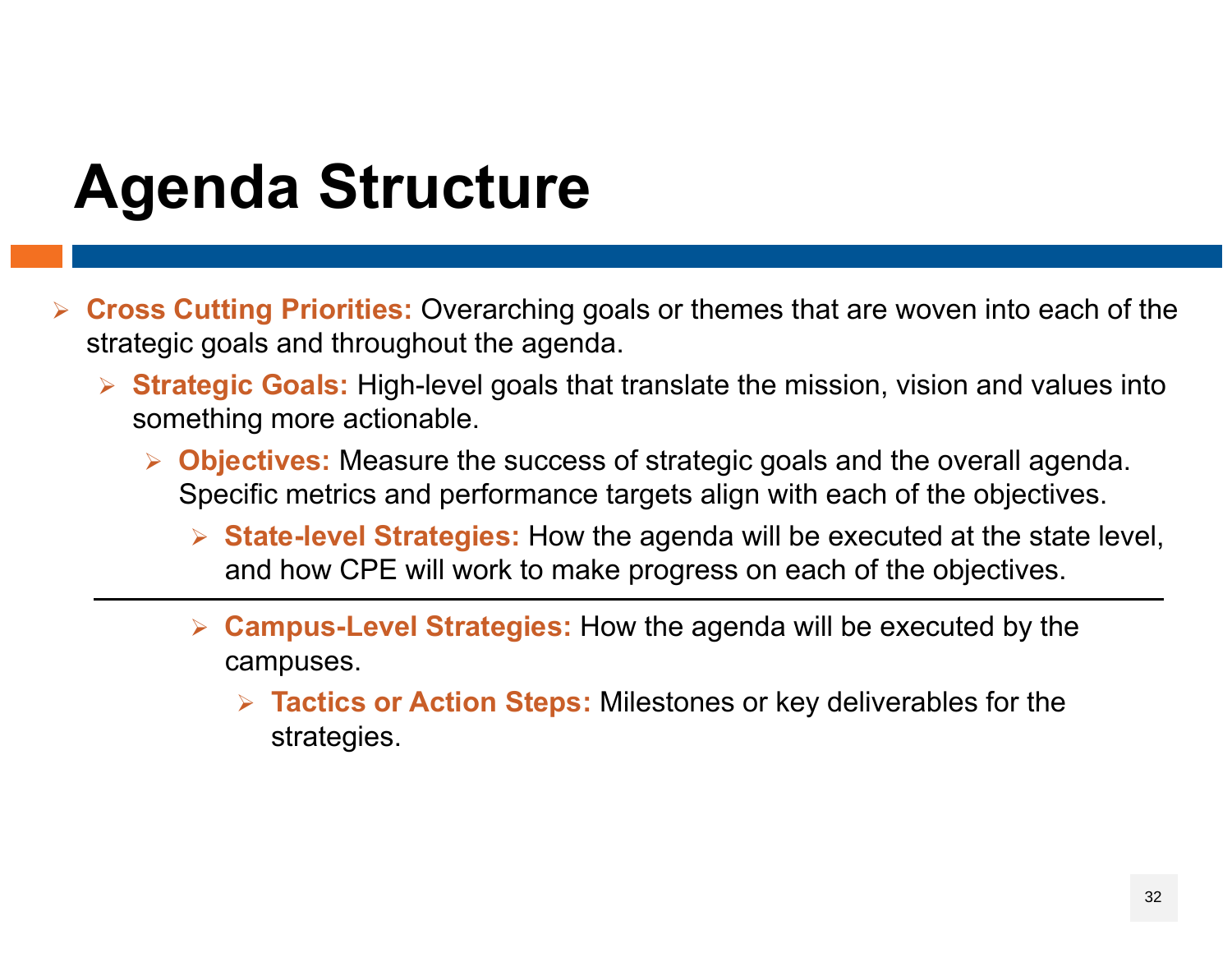# Agenda Structure

- **Cross Cutting Priorities:** Overarching goals or themes that are woven into each of the strategic goals and throughout the agenda.
  - **Strategic Goals:** High-level goals that translate the mission, vision and values into something more actionable.
    - **Objectives:** Measure the success of strategic goals and the overall agenda. Specific metrics and performance targets align with each of the objectives.
      - **State-level Strategies:** How the agenda will be executed at the state level, and how CPE will work to make progress on each of the objectives.

---

      - **Campus-Level Strategies:** How the agenda will be executed by the campuses.
        - **Tactics or Action Steps:** Milestones or key deliverables for the strategies.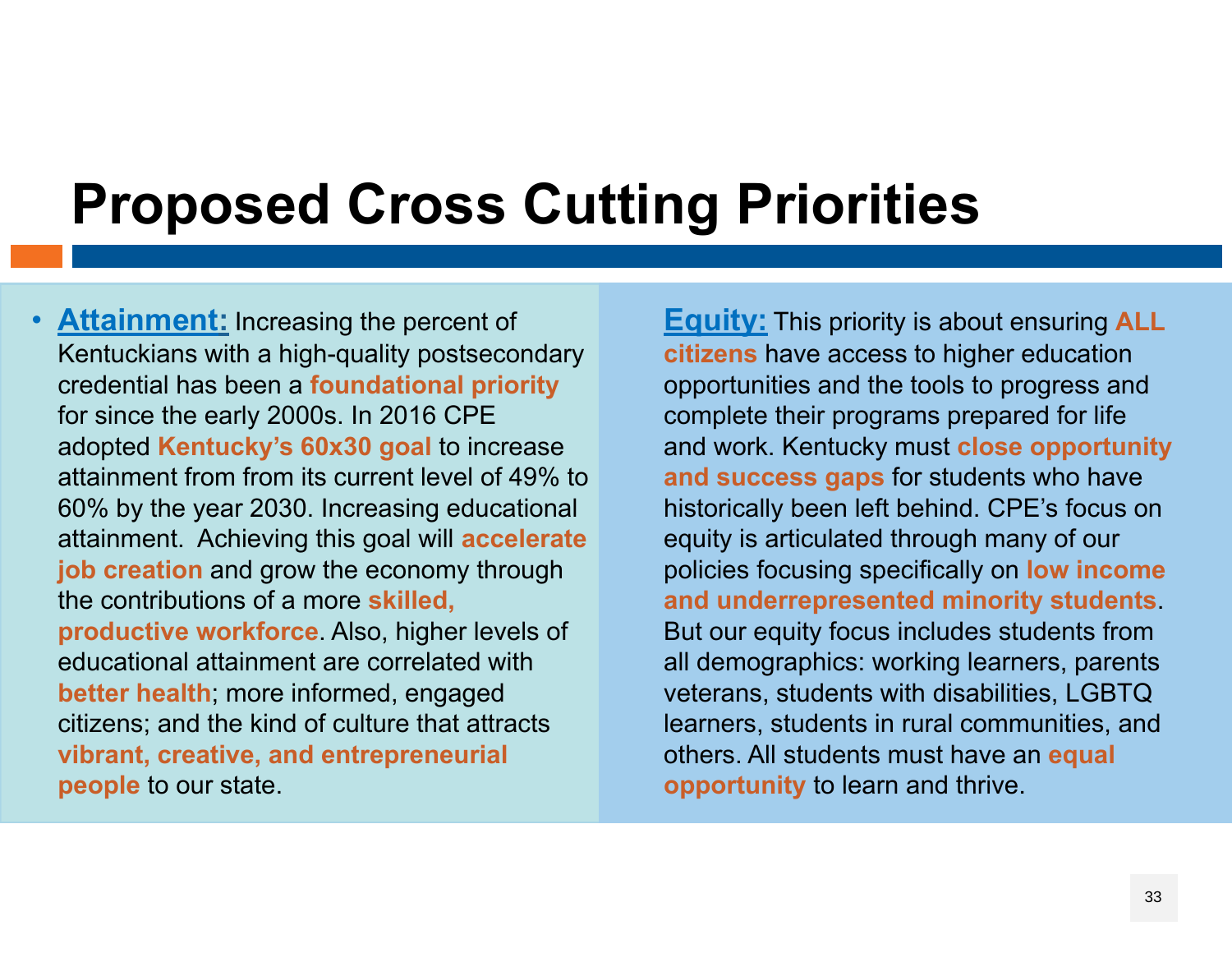# Proposed Cross Cutting Priorities

- **Attainment:** Increasing the percent of Kentuckians with a high-quality postsecondary credential has been a **foundational priority** for since the early 2000s. In 2016 CPE adopted **Kentucky's 60x30 goal** to increase attainment from from its current level of 49% to 60% by the year 2030. Increasing educational attainment. Achieving this goal will **accelerate job creation** and grow the economy through the contributions of a more **skilled, productive workforce**. Also, higher levels of educational attainment are correlated with **better health**; more informed, engaged citizens; and the kind of culture that attracts **vibrant, creative, and entrepreneurial people** to our state.

**Equity:** This priority is about ensuring **ALL citizens** have access to higher education opportunities and the tools to progress and complete their programs prepared for life and work. Kentucky must **close opportunity and success gaps** for students who have historically been left behind. CPE's focus on equity is articulated through many of our policies focusing specifically on **low income and underrepresented minority students**. But our equity focus includes students from all demographics: working learners, parents veterans, students with disabilities, LGBTQ learners, students in rural communities, and others. All students must have an **equal opportunity** to learn and thrive.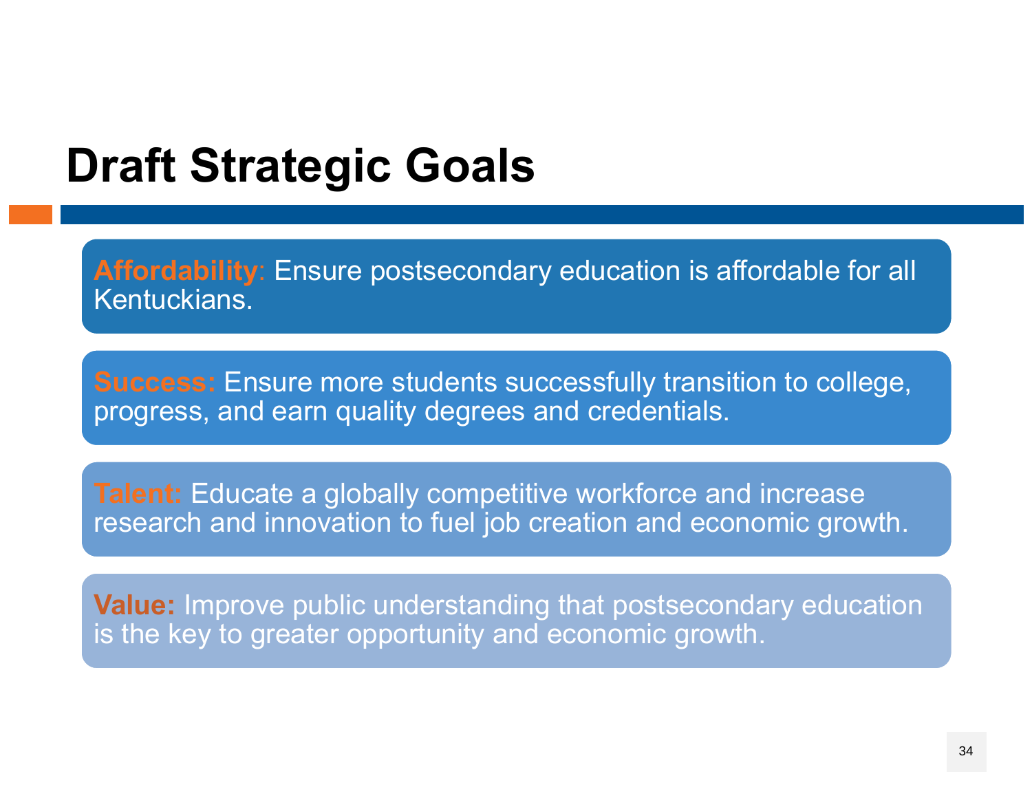# Draft Strategic Goals

**Affordability**: Ensure postsecondary education is affordable for all Kentuckians.

**Success:** Ensure more students successfully transition to college, progress, and earn quality degrees and credentials.

**Talent:** Educate a globally competitive workforce and increase research and innovation to fuel job creation and economic growth.

**Value:** Improve public understanding that postsecondary education is the key to greater opportunity and economic growth.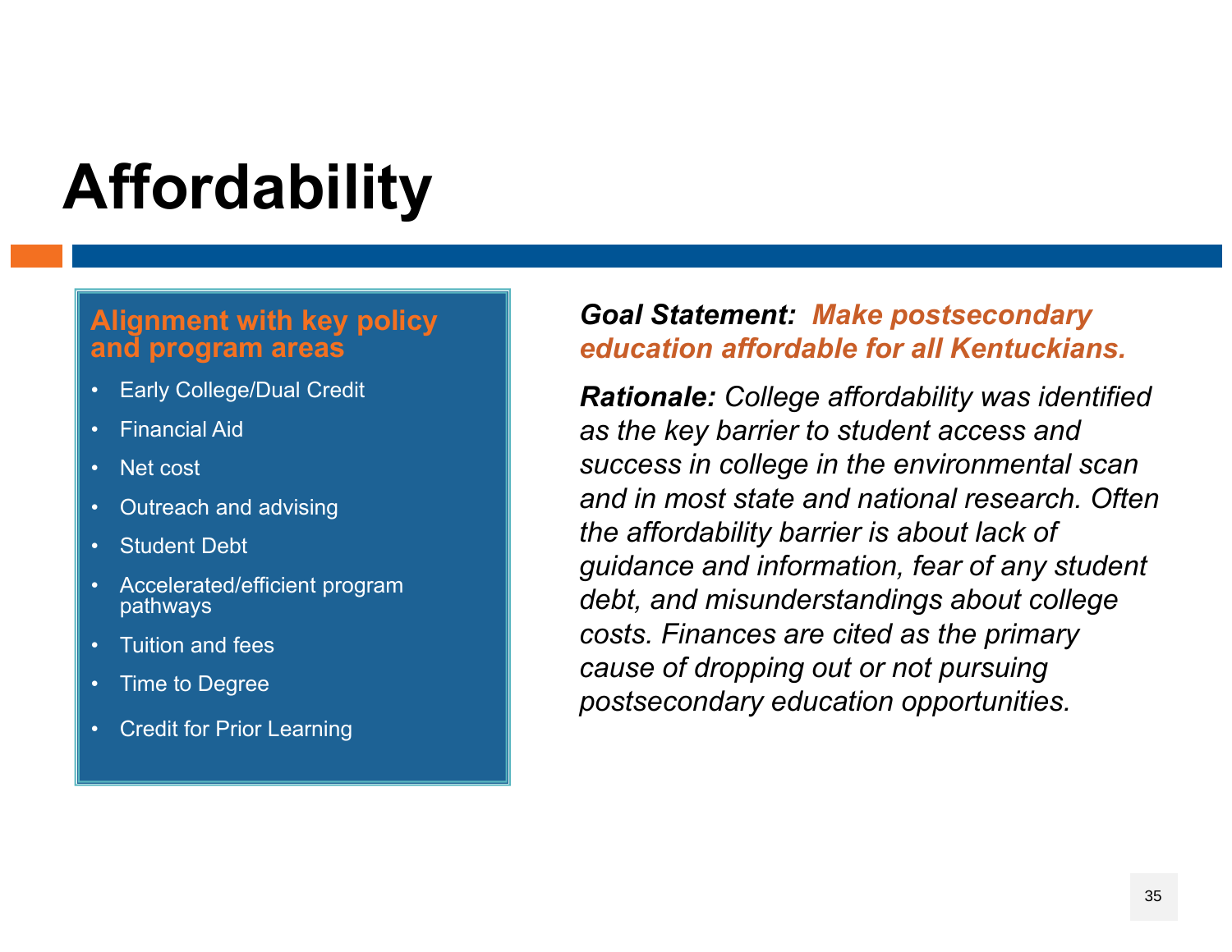# Affordability

## Alignment with key policy and program areas

- Early College/Dual Credit
- Financial Aid
- Net cost
- Outreach and advising
- Student Debt
- Accelerated/efficient program pathways
- Tuition and fees
- Time to Degree
- Credit for Prior Learning

***Goal Statement:*** ***Make postsecondary education affordable for all Kentuckians.***

***Rationale:*** *College affordability was identified as the key barrier to student access and success in college in the environmental scan and in most state and national research. Often the affordability barrier is about lack of guidance and information, fear of any student debt, and misunderstandings about college costs. Finances are cited as the primary cause of dropping out or not pursuing postsecondary education opportunities.*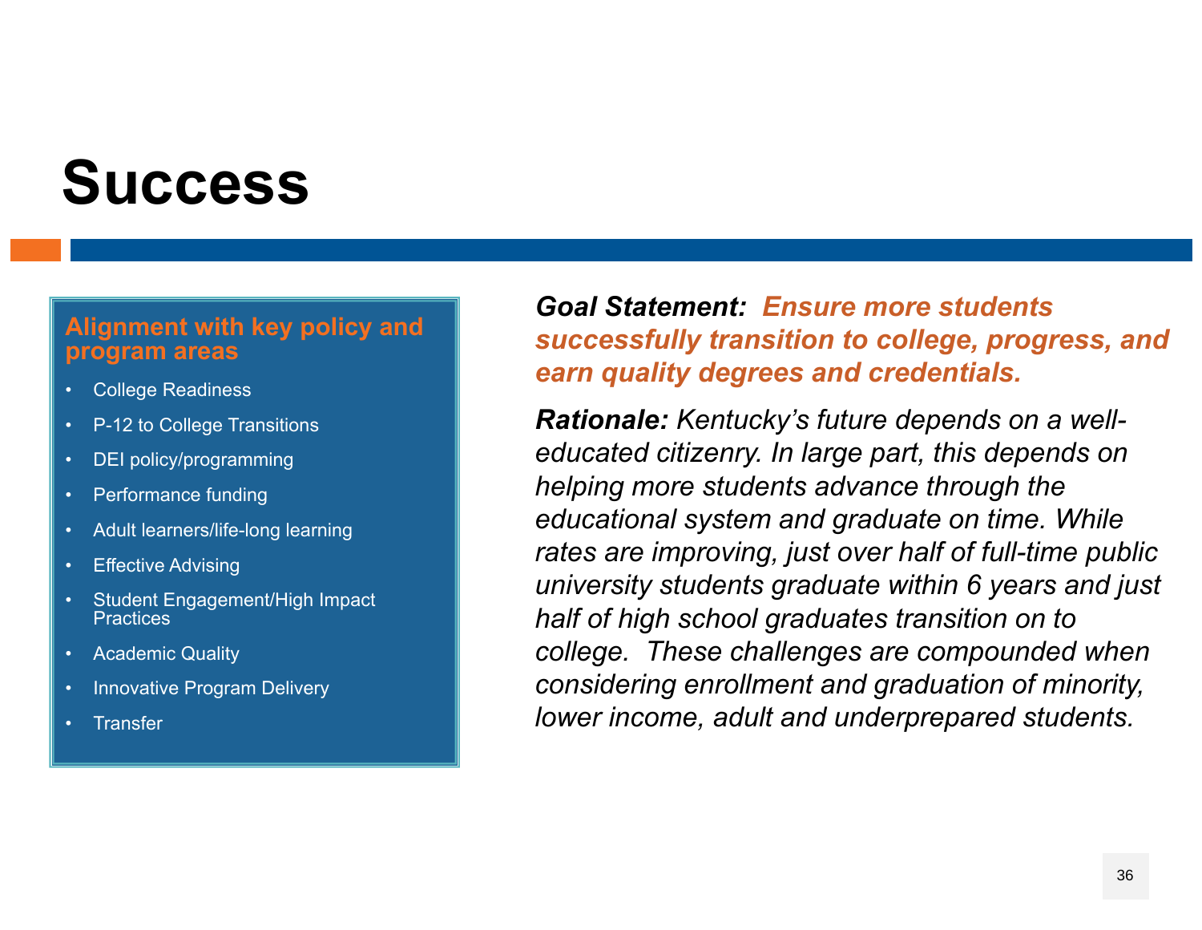# Success

### Alignment with key policy and program areas

- College Readiness
- P-12 to College Transitions
- DEI policy/programming
- Performance funding
- Adult learners/life-long learning
- Effective Advising
- Student Engagement/High Impact Practices
- Academic Quality
- Innovative Program Delivery
- Transfer

***Goal Statement:*** ***Ensure more students successfully transition to college, progress, and earn quality degrees and credentials.***

***Rationale:*** *Kentucky's future depends on a well-educated citizenry. In large part, this depends on helping more students advance through the educational system and graduate on time. While rates are improving, just over half of full-time public university students graduate within 6 years and just half of high school graduates transition on to college. These challenges are compounded when considering enrollment and graduation of minority, lower income, adult and underprepared students.*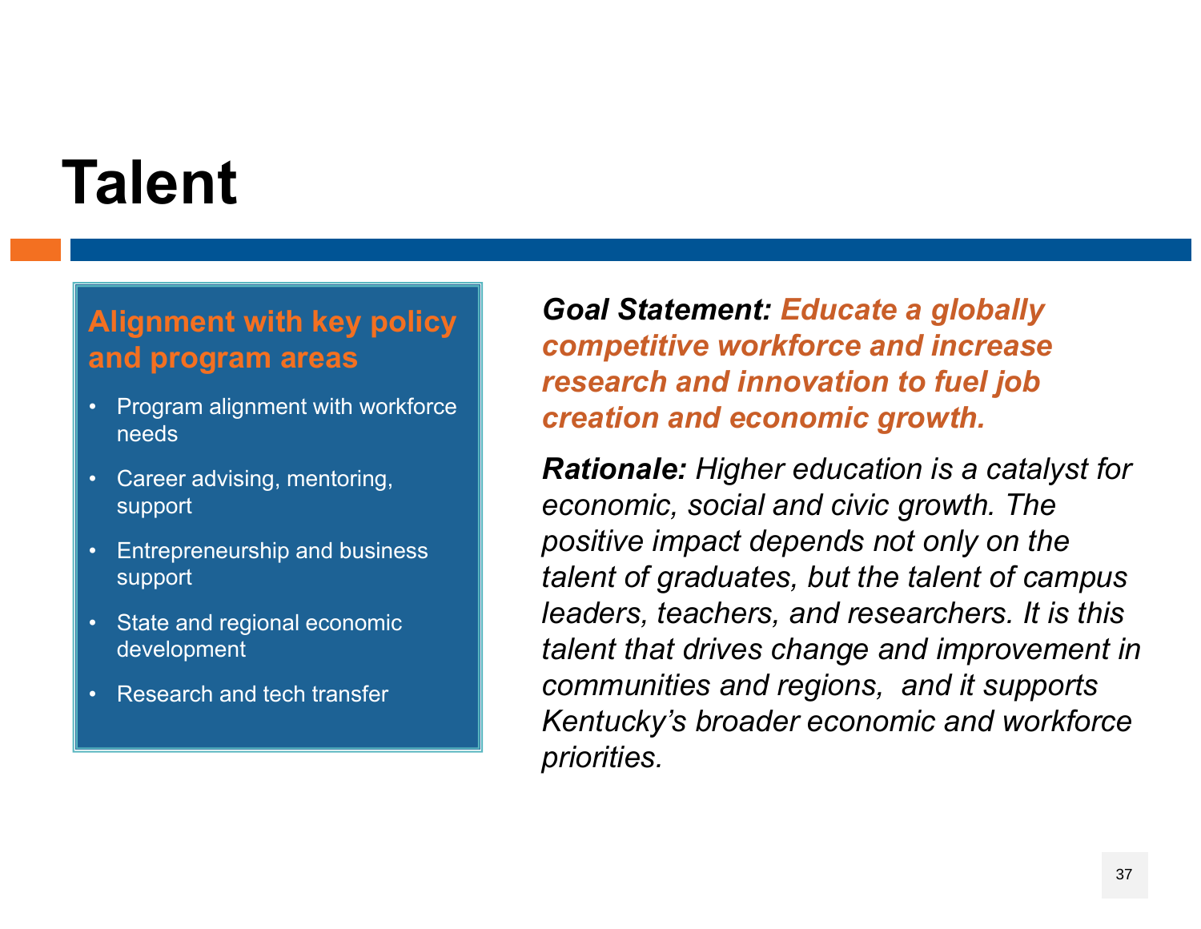# Talent

## Alignment with key policy and program areas

- Program alignment with workforce needs
- Career advising, mentoring, support
- Entrepreneurship and business support
- State and regional economic development
- Research and tech transfer

***Goal Statement:*** ***Educate a globally competitive workforce and increase research and innovation to fuel job creation and economic growth.***

***Rationale:*** *Higher education is a catalyst for economic, social and civic growth. The positive impact depends not only on the talent of graduates, but the talent of campus leaders, teachers, and researchers. It is this talent that drives change and improvement in communities and regions,  and it supports Kentucky's broader economic and workforce priorities.*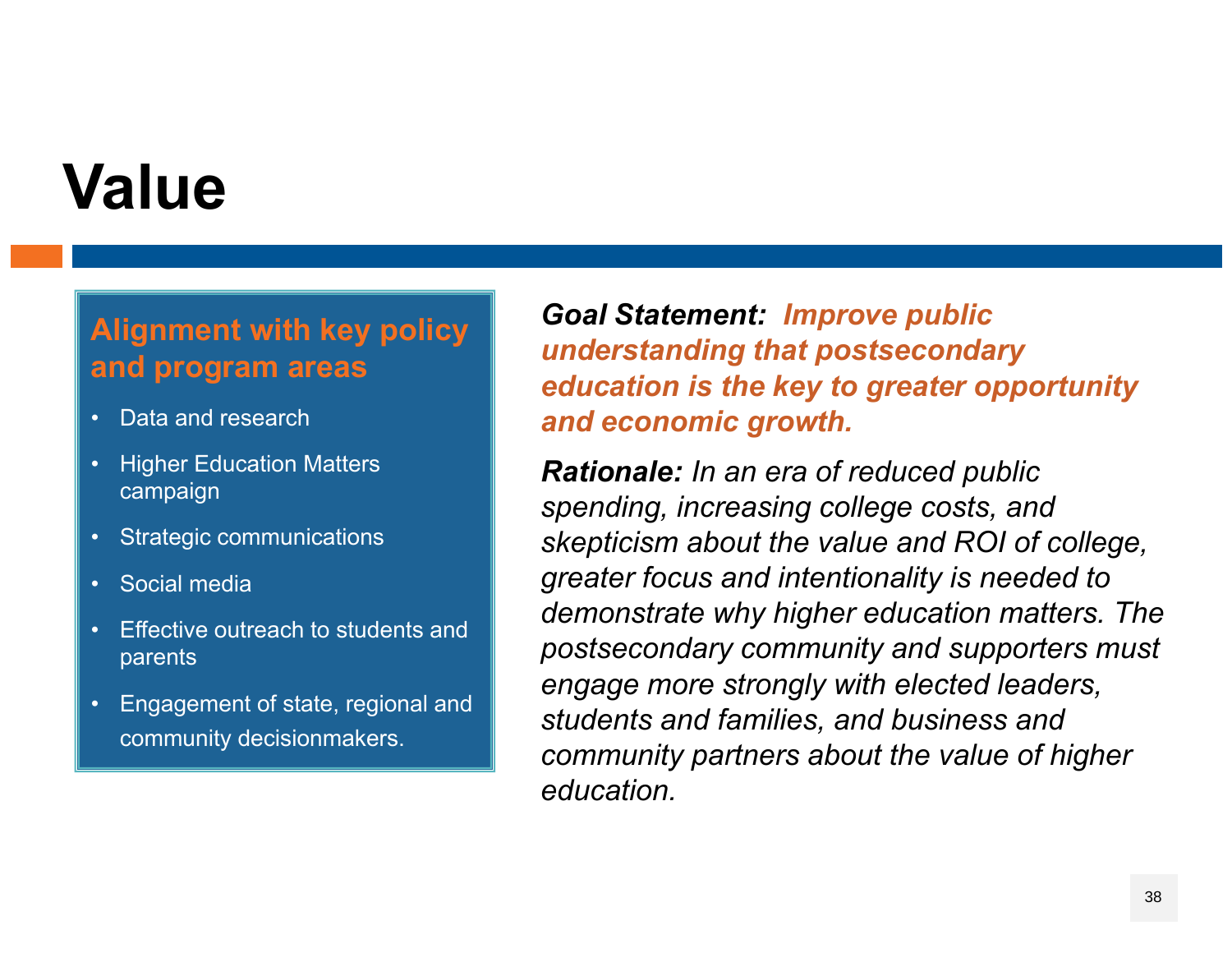# Value

### Alignment with key policy and program areas

- Data and research
- Higher Education Matters campaign
- Strategic communications
- Social media
- Effective outreach to students and parents
- Engagement of state, regional and community decisionmakers.

***Goal Statement:*** ***Improve public understanding that postsecondary education is the key to greater opportunity and economic growth.***

***Rationale:*** *In an era of reduced public spending, increasing college costs, and skepticism about the value and ROI of college, greater focus and intentionality is needed to demonstrate why higher education matters. The postsecondary community and supporters must engage more strongly with elected leaders, students and families, and business and community partners about the value of higher education.*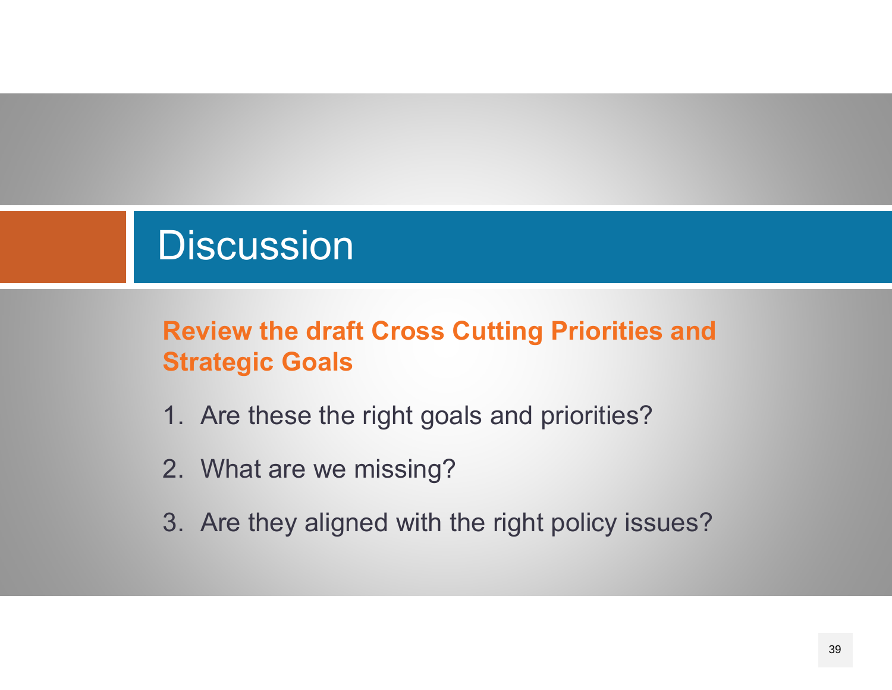# Discussion

**Review the draft Cross Cutting Priorities and Strategic Goals**

1. Are these the right goals and priorities?
2. What are we missing?
3. Are they aligned with the right policy issues?